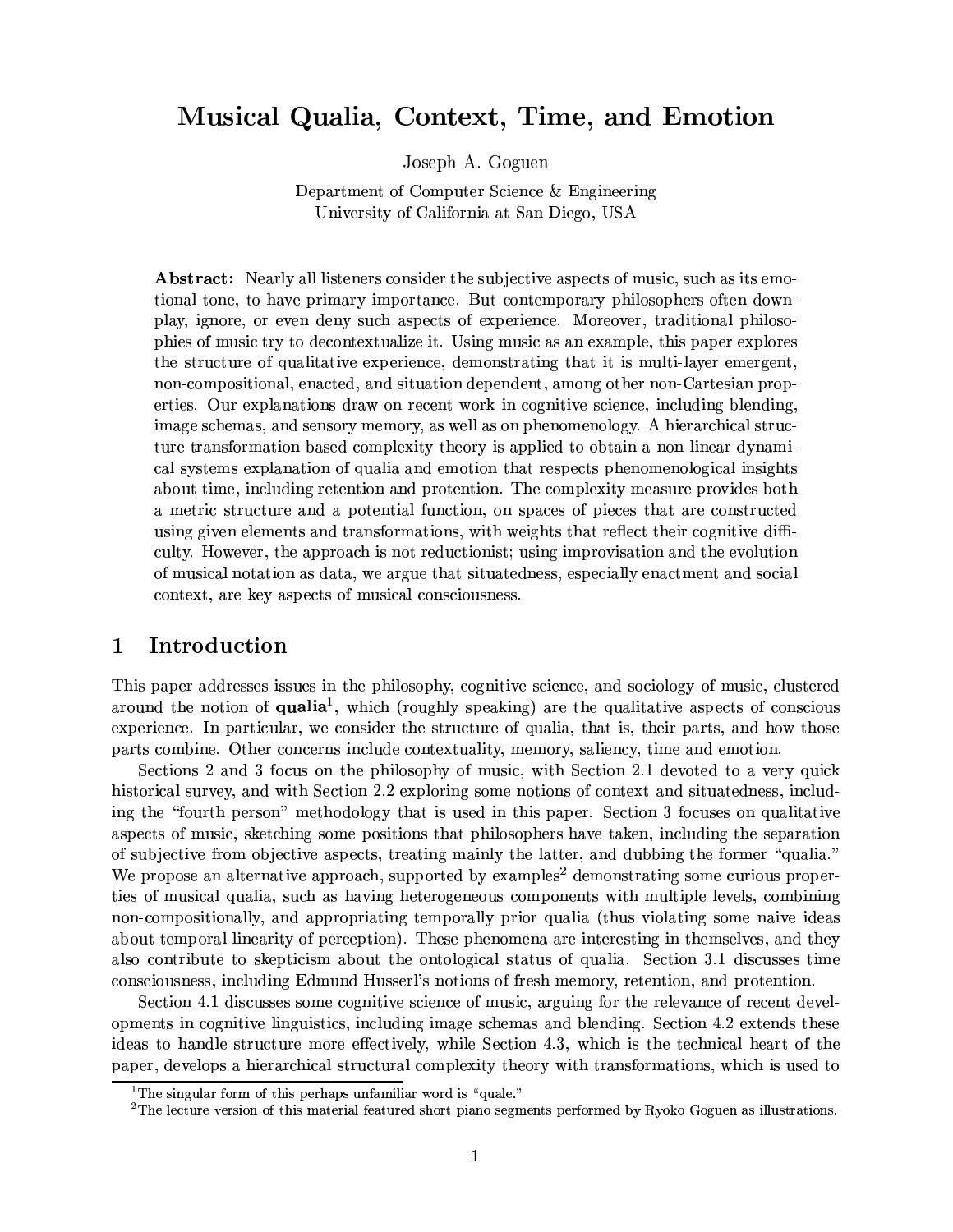# Musical Qualia, Context, Time, and Emotion

Joseph A. Goguen

Department of Computer Science & Engineering
University of California at San Diego, USA

**Abstract:** Nearly all listeners consider the subjective aspects of music, such as its emotional tone, to have primary importance. But contemporary philosophers often downplay, ignore, or even deny such aspects of experience. Moreover, traditional philosophies of music try to decontextualize it. Using music as an example, this paper explores the structure of qualitative experience, demonstrating that it is multi-layer emergent, non-compositional, enacted, and situation dependent, among other non-Cartesian properties. Our explanations draw on recent work in cognitive science, including blending, image schemas, and sensory memory, as well as on phenomenology. A hierarchical structure transformation based complexity theory is applied to obtain a non-linear dynamical systems explanation of qualia and emotion that respects phenomenological insights about time, including retention and protention. The complexity measure provides both a metric structure and a potential function, on spaces of pieces that are constructed using given elements and transformations, with weights that reflect their cognitive difficulty. However, the approach is not reductionist; using improvisation and the evolution of musical notation as data, we argue that situatedness, especially enactment and social context, are key aspects of musical consciousness.

## 1 Introduction

This paper addresses issues in the philosophy, cognitive science, and sociology of music, clustered around the notion of **qualia**[1], which (roughly speaking) are the qualitative aspects of conscious experience. In particular, we consider the structure of qualia, that is, their parts, and how those parts combine. Other concerns include contextuality, memory, saliency, time and emotion.

Sections 2 and 3 focus on the philosophy of music, with Section 2.1 devoted to a very quick historical survey, and with Section 2.2 exploring some notions of context and situatedness, including the "fourth person" methodology that is used in this paper. Section 3 focuses on qualitative aspects of music, sketching some positions that philosophers have taken, including the separation of subjective from objective aspects, treating mainly the latter, and dubbing the former "qualia." We propose an alternative approach, supported by examples[2] demonstrating some curious properties of musical qualia, such as having heterogeneous components with multiple levels, combining non-compositionally, and appropriating temporally prior qualia (thus violating some naive ideas about temporal linearity of perception). These phenomena are interesting in themselves, and they also contribute to skepticism about the ontological status of qualia. Section 3.1 discusses time consciousness, including Edmund Husserl's notions of fresh memory, retention, and protention.

Section 4.1 discusses some cognitive science of music, arguing for the relevance of recent developments in cognitive linguistics, including image schemas and blending. Section 4.2 extends these ideas to handle structure more effectively, while Section 4.3, which is the technical heart of the paper, develops a hierarchical structural complexity theory with transformations, which is used to

[1] The singular form of this perhaps unfamiliar word is "quale."

[2] The lecture version of this material featured short piano segments performed by Ryoko Goguen as illustrations.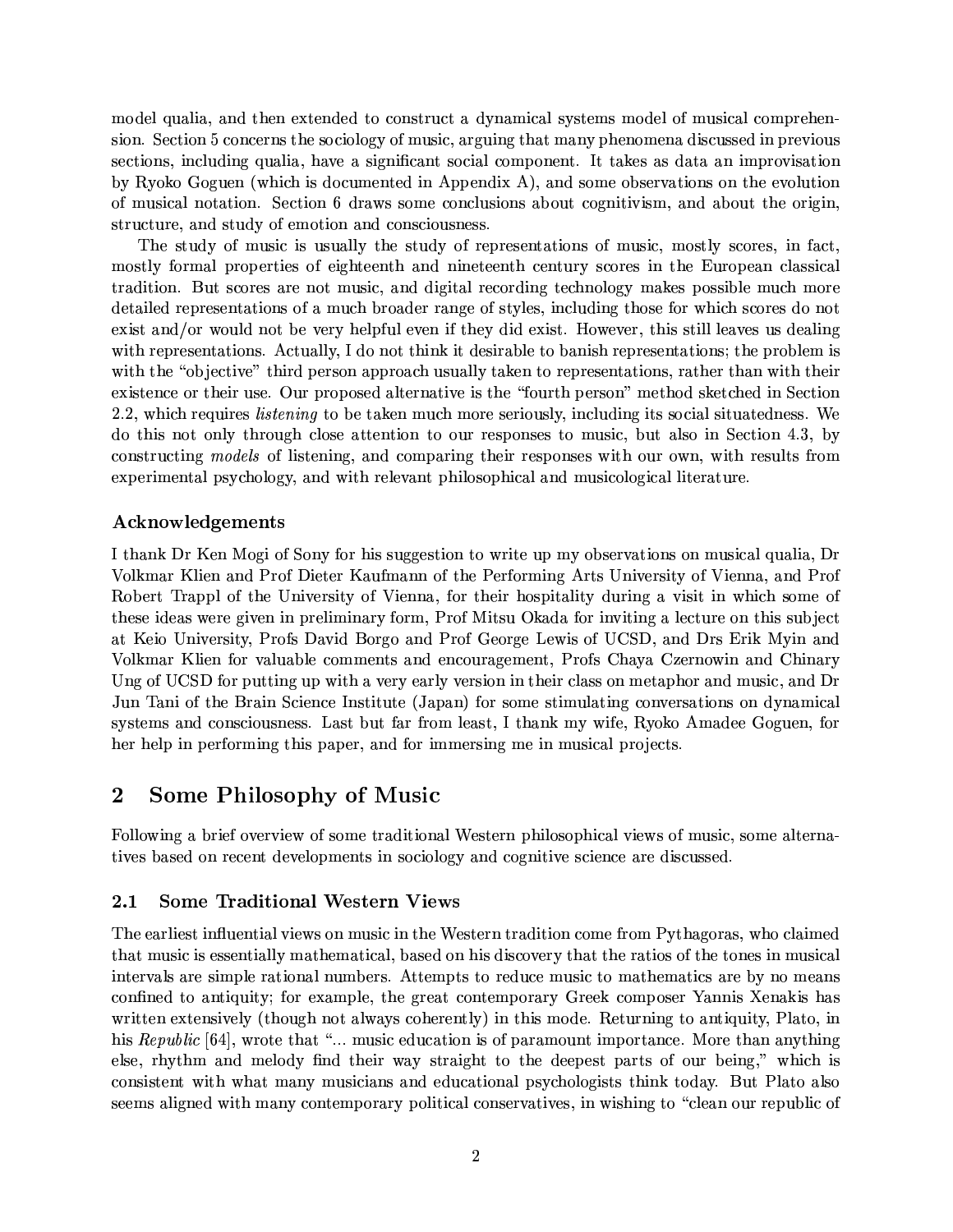model qualia, and then extended to construct a dynamical systems model of musical comprehension. Section 5 concerns the sociology of music, arguing that many phenomena discussed in previous sections, including qualia, have a significant social component. It takes as data an improvisation by Ryoko Goguen (which is documented in Appendix A), and some observations on the evolution of musical notation. Section 6 draws some conclusions about cognitivism, and about the origin, structure, and study of emotion and consciousness.

The study of music is usually the study of representations of music, mostly scores, in fact, mostly formal properties of eighteenth and nineteenth century scores in the European classical tradition. But scores are not music, and digital recording technology makes possible much more detailed representations of a much broader range of styles, including those for which scores do not exist and/or would not be very helpful even if they did exist. However, this still leaves us dealing with representations. Actually, I do not think it desirable to banish representations; the problem is with the "objective" third person approach usually taken to representations, rather than with their existence or their use. Our proposed alternative is the "fourth person" method sketched in Section 2.2, which requires *listening* to be taken much more seriously, including its social situatedness. We do this not only through close attention to our responses to music, but also in Section 4.3, by constructing *models* of listening, and comparing their responses with our own, with results from experimental psychology, and with relevant philosophical and musicological literature.

### Acknowledgements

I thank Dr Ken Mogi of Sony for his suggestion to write up my observations on musical qualia, Dr Volkmar Klien and Prof Dieter Kaufmann of the Performing Arts University of Vienna, and Prof Robert Trappl of the University of Vienna, for their hospitality during a visit in which some of these ideas were given in preliminary form, Prof Mitsu Okada for inviting a lecture on this subject at Keio University, Profs David Borgo and Prof George Lewis of UCSD, and Drs Erik Myin and Volkmar Klien for valuable comments and encouragement, Profs Chaya Czernowin and Chinary Ung of UCSD for putting up with a very early version in their class on metaphor and music, and Dr Jun Tani of the Brain Science Institute (Japan) for some stimulating conversations on dynamical systems and consciousness. Last but far from least, I thank my wife, Ryoko Amadee Goguen, for her help in performing this paper, and for immersing me in musical projects.

## 2 Some Philosophy of Music

Following a brief overview of some traditional Western philosophical views of music, some alternatives based on recent developments in sociology and cognitive science are discussed.

### 2.1 Some Traditional Western Views

The earliest influential views on music in the Western tradition come from Pythagoras, who claimed that music is essentially mathematical, based on his discovery that the ratios of the tones in musical intervals are simple rational numbers. Attempts to reduce music to mathematics are by no means confined to antiquity; for example, the great contemporary Greek composer Yannis Xenakis has written extensively (though not always coherently) in this mode. Returning to antiquity, Plato, in his *Republic* [64], wrote that "... music education is of paramount importance. More than anything else, rhythm and melody find their way straight to the deepest parts of our being," which is consistent with what many musicians and educational psychologists think today. But Plato also seems aligned with many contemporary political conservatives, in wishing to "clean our republic of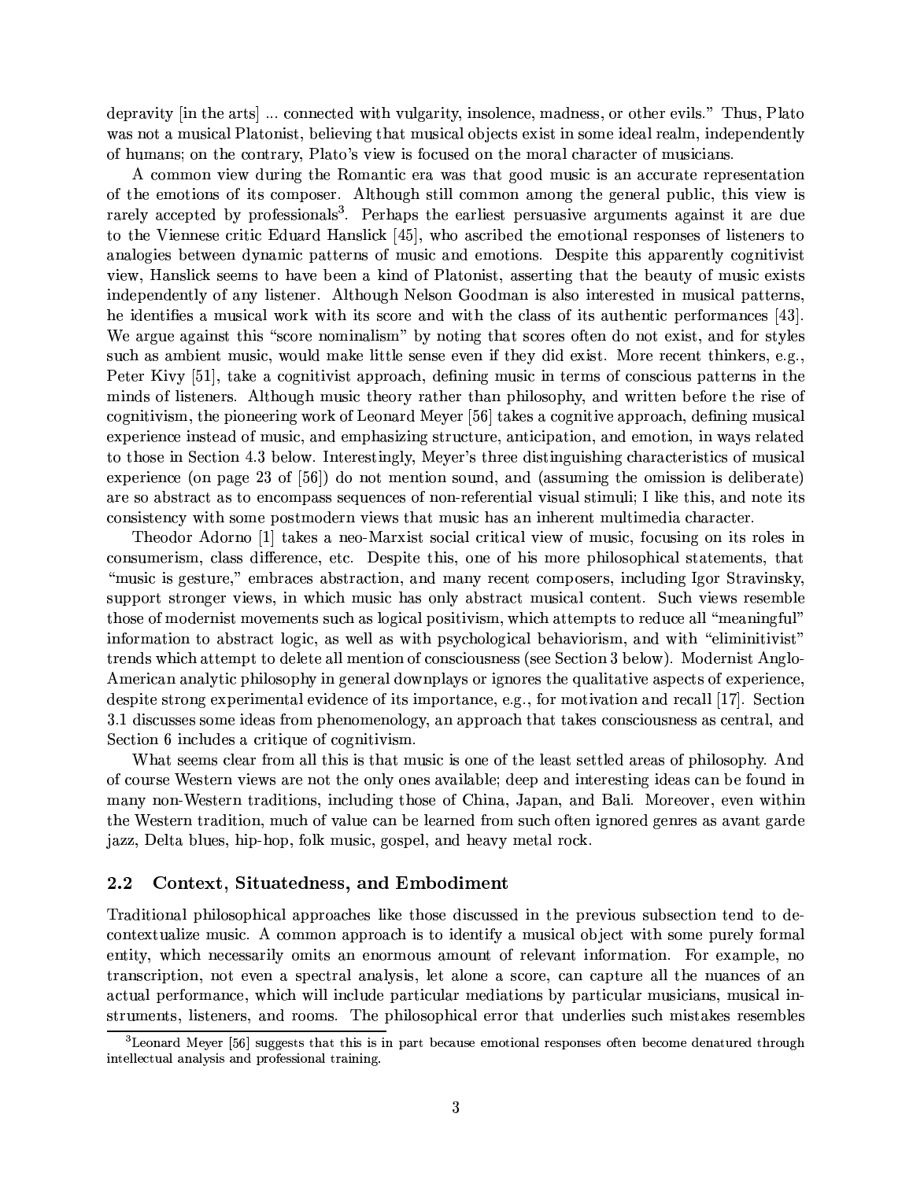depravity [in the arts] ... connected with vulgarity, insolence, madness, or other evils." Thus, Plato was not a musical Platonist, believing that musical objects exist in some ideal realm, independently of humans; on the contrary, Plato's view is focused on the moral character of musicians.

A common view during the Romantic era was that good music is an accurate representation of the emotions of its composer. Although still common among the general public, this view is rarely accepted by professionals[3]. Perhaps the earliest persuasive arguments against it are due to the Viennese critic Eduard Hanslick [45], who ascribed the emotional responses of listeners to analogies between dynamic patterns of music and emotions. Despite this apparently cognitivist view, Hanslick seems to have been a kind of Platonist, asserting that the beauty of music exists independently of any listener. Although Nelson Goodman is also interested in musical patterns, he identifies a musical work with its score and with the class of its authentic performances [43]. We argue against this "score nominalism" by noting that scores often do not exist, and for styles such as ambient music, would make little sense even if they did exist. More recent thinkers, e.g., Peter Kivy [51], take a cognitivist approach, defining music in terms of conscious patterns in the minds of listeners. Although music theory rather than philosophy, and written before the rise of cognitivism, the pioneering work of Leonard Meyer [56] takes a cognitive approach, defining musical experience instead of music, and emphasizing structure, anticipation, and emotion, in ways related to those in Section 4.3 below. Interestingly, Meyer's three distinguishing characteristics of musical experience (on page 23 of [56]) do not mention sound, and (assuming the omission is deliberate) are so abstract as to encompass sequences of non-referential visual stimuli; I like this, and note its consistency with some postmodern views that music has an inherent multimedia character.

Theodor Adorno [1] takes a neo-Marxist social critical view of music, focusing on its roles in consumerism, class difference, etc. Despite this, one of his more philosophical statements, that "music is gesture," embraces abstraction, and many recent composers, including Igor Stravinsky, support stronger views, in which music has only abstract musical content. Such views resemble those of modernist movements such as logical positivism, which attempts to reduce all "meaningful" information to abstract logic, as well as with psychological behaviorism, and with "eliminitivist" trends which attempt to delete all mention of consciousness (see Section 3 below). Modernist Anglo-American analytic philosophy in general downplays or ignores the qualitative aspects of experience, despite strong experimental evidence of its importance, e.g., for motivation and recall [17]. Section 3.1 discusses some ideas from phenomenology, an approach that takes consciousness as central, and Section 6 includes a critique of cognitivism.

What seems clear from all this is that music is one of the least settled areas of philosophy. And of course Western views are not the only ones available; deep and interesting ideas can be found in many non-Western traditions, including those of China, Japan, and Bali. Moreover, even within the Western tradition, much of value can be learned from such often ignored genres as avant garde jazz, Delta blues, hip-hop, folk music, gospel, and heavy metal rock.

## 2.2 Context, Situatedness, and Embodiment

Traditional philosophical approaches like those discussed in the previous subsection tend to decontextualize music. A common approach is to identify a musical object with some purely formal entity, which necessarily omits an enormous amount of relevant information. For example, no transcription, not even a spectral analysis, let alone a score, can capture all the nuances of an actual performance, which will include particular mediations by particular musicians, musical instruments, listeners, and rooms. The philosophical error that underlies such mistakes resembles

[3] Leonard Meyer [56] suggests that this is in part because emotional responses often become denatured through intellectual analysis and professional training.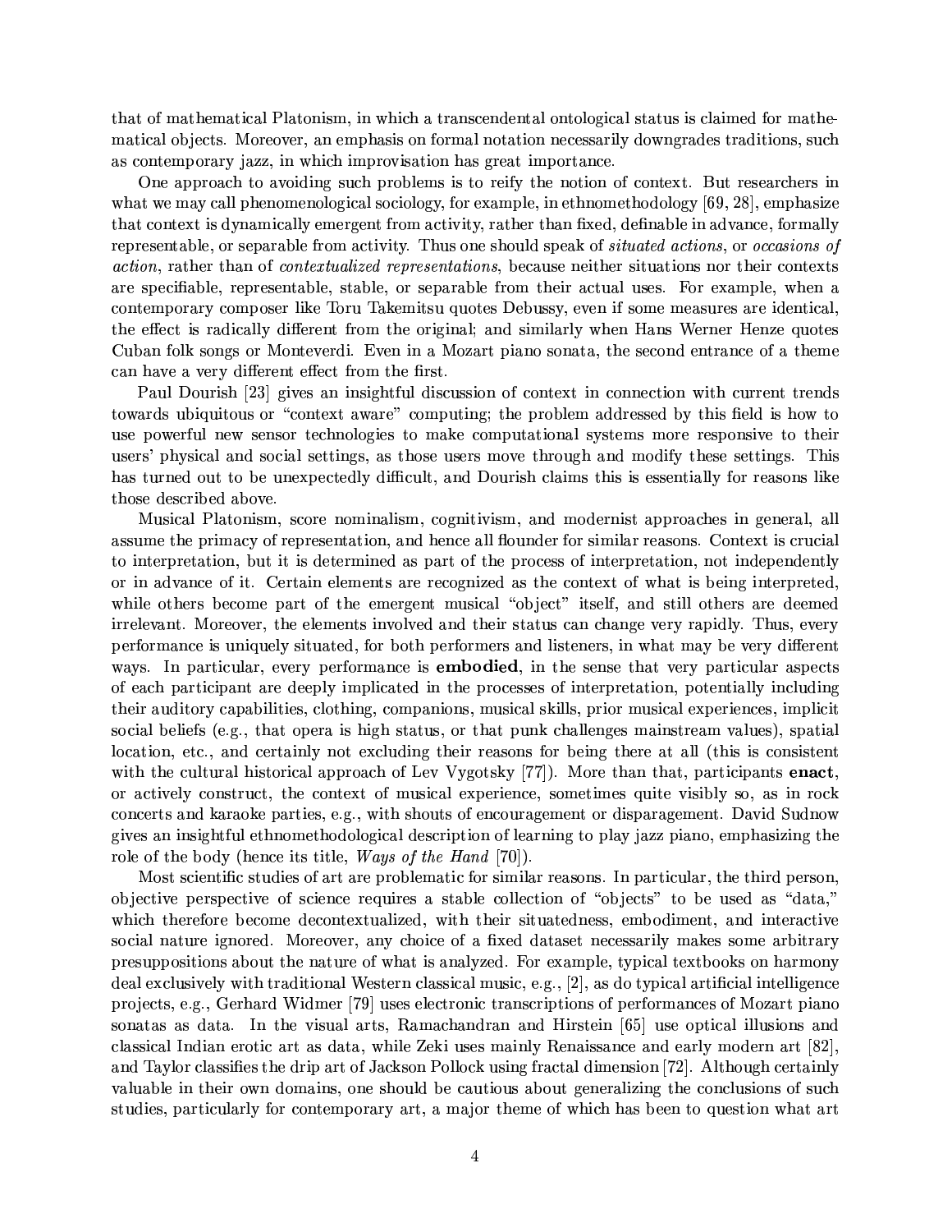that of mathematical Platonism, in which a transcendental ontological status is claimed for mathematical objects. Moreover, an emphasis on formal notation necessarily downgrades traditions, such as contemporary jazz, in which improvisation has great importance.

One approach to avoiding such problems is to reify the notion of context. But researchers in what we may call phenomenological sociology, for example, in ethnomethodology [69, 28], emphasize that context is dynamically emergent from activity, rather than fixed, definable in advance, formally representable, or separable from activity. Thus one should speak of *situated actions*, or *occasions of action*, rather than of *contextualized representations*, because neither situations nor their contexts are specifiable, representable, stable, or separable from their actual uses. For example, when a contemporary composer like Toru Takemitsu quotes Debussy, even if some measures are identical, the effect is radically different from the original; and similarly when Hans Werner Henze quotes Cuban folk songs or Monteverdi. Even in a Mozart piano sonata, the second entrance of a theme can have a very different effect from the first.

Paul Dourish [23] gives an insightful discussion of context in connection with current trends towards ubiquitous or "context aware" computing; the problem addressed by this field is how to use powerful new sensor technologies to make computational systems more responsive to their users' physical and social settings, as those users move through and modify these settings. This has turned out to be unexpectedly difficult, and Dourish claims this is essentially for reasons like those described above.

Musical Platonism, score nominalism, cognitivism, and modernist approaches in general, all assume the primacy of representation, and hence all flounder for similar reasons. Context is crucial to interpretation, but it is determined as part of the process of interpretation, not independently or in advance of it. Certain elements are recognized as the context of what is being interpreted, while others become part of the emergent musical "object" itself, and still others are deemed irrelevant. Moreover, the elements involved and their status can change very rapidly. Thus, every performance is uniquely situated, for both performers and listeners, in what may be very different ways. In particular, every performance is **embodied**, in the sense that very particular aspects of each participant are deeply implicated in the processes of interpretation, potentially including their auditory capabilities, clothing, companions, musical skills, prior musical experiences, implicit social beliefs (e.g., that opera is high status, or that punk challenges mainstream values), spatial location, etc., and certainly not excluding their reasons for being there at all (this is consistent with the cultural historical approach of Lev Vygotsky [77]). More than that, participants **enact**, or actively construct, the context of musical experience, sometimes quite visibly so, as in rock concerts and karaoke parties, e.g., with shouts of encouragement or disparagement. David Sudnow gives an insightful ethnomethodological description of learning to play jazz piano, emphasizing the role of the body (hence its title, *Ways of the Hand* [70]).

Most scientific studies of art are problematic for similar reasons. In particular, the third person, objective perspective of science requires a stable collection of "objects" to be used as "data," which therefore become decontextualized, with their situatedness, embodiment, and interactive social nature ignored. Moreover, any choice of a fixed dataset necessarily makes some arbitrary presuppositions about the nature of what is analyzed. For example, typical textbooks on harmony deal exclusively with traditional Western classical music, e.g., [2], as do typical artificial intelligence projects, e.g., Gerhard Widmer [79] uses electronic transcriptions of performances of Mozart piano sonatas as data. In the visual arts, Ramachandran and Hirstein [65] use optical illusions and classical Indian erotic art as data, while Zeki uses mainly Renaissance and early modern art [82], and Taylor classifies the drip art of Jackson Pollock using fractal dimension [72]. Although certainly valuable in their own domains, one should be cautious about generalizing the conclusions of such studies, particularly for contemporary art, a major theme of which has been to question what art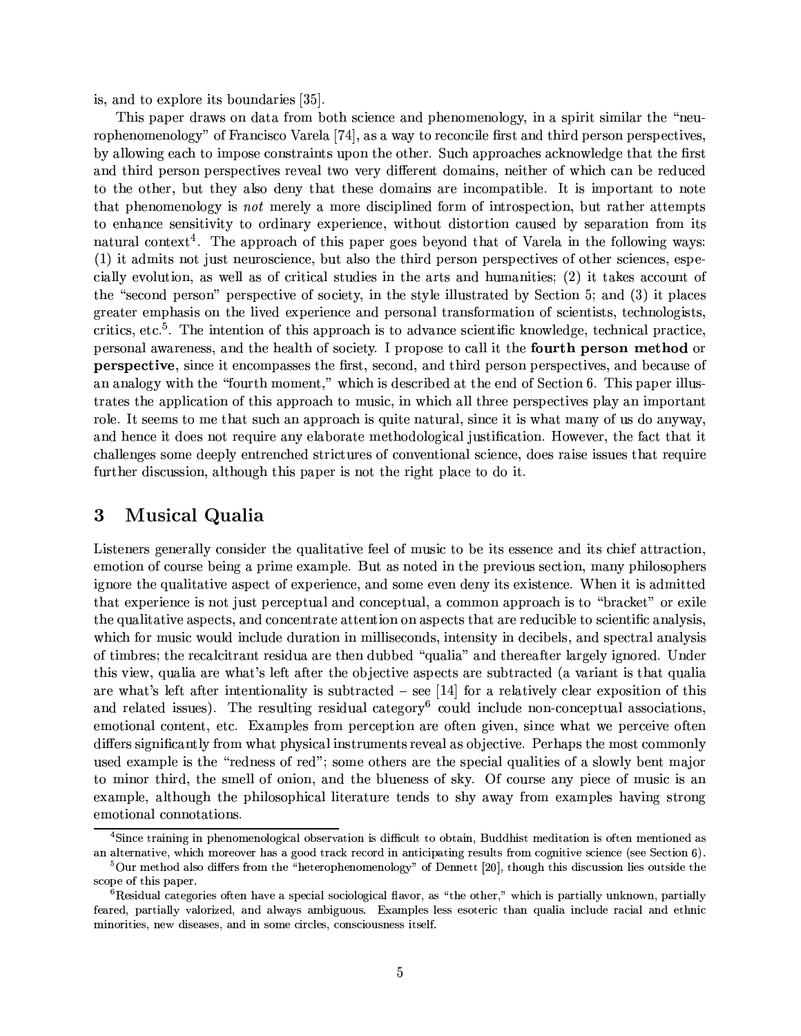is, and to explore its boundaries [35].

This paper draws on data from both science and phenomenology, in a spirit similar the "neurophenomenology" of Francisco Varela [74], as a way to reconcile first and third person perspectives, by allowing each to impose constraints upon the other. Such approaches acknowledge that the first and third person perspectives reveal two very different domains, neither of which can be reduced to the other, but they also deny that these domains are incompatible. It is important to note that phenomenology is *not* merely a more disciplined form of introspection, but rather attempts to enhance sensitivity to ordinary experience, without distortion caused by separation from its natural context[4]. The approach of this paper goes beyond that of Varela in the following ways: (1) it admits not just neuroscience, but also the third person perspectives of other sciences, especially evolution, as well as of critical studies in the arts and humanities; (2) it takes account of the "second person" perspective of society, in the style illustrated by Section 5; and (3) it places greater emphasis on the lived experience and personal transformation of scientists, technologists, critics, etc.[5]. The intention of this approach is to advance scientific knowledge, technical practice, personal awareness, and the health of society. I propose to call it the **fourth person method** or **perspective**, since it encompasses the first, second, and third person perspectives, and because of an analogy with the "fourth moment," which is described at the end of Section 6. This paper illustrates the application of this approach to music, in which all three perspectives play an important role. It seems to me that such an approach is quite natural, since it is what many of us do anyway, and hence it does not require any elaborate methodological justification. However, the fact that it challenges some deeply entrenched strictures of conventional science, does raise issues that require further discussion, although this paper is not the right place to do it.

## 3 Musical Qualia

Listeners generally consider the qualitative feel of music to be its essence and its chief attraction, emotion of course being a prime example. But as noted in the previous section, many philosophers ignore the qualitative aspect of experience, and some even deny its existence. When it is admitted that experience is not just perceptual and conceptual, a common approach is to "bracket" or exile the qualitative aspects, and concentrate attention on aspects that are reducible to scientific analysis, which for music would include duration in milliseconds, intensity in decibels, and spectral analysis of timbres; the recalcitrant residua are then dubbed "qualia" and thereafter largely ignored. Under this view, qualia are what's left after the objective aspects are subtracted (a variant is that qualia are what's left after intentionality is subtracted – see [14] for a relatively clear exposition of this and related issues). The resulting residual category[6] could include non-conceptual associations, emotional content, etc. Examples from perception are often given, since what we perceive often differs significantly from what physical instruments reveal as objective. Perhaps the most commonly used example is the "redness of red"; some others are the special qualities of a slowly bent major to minor third, the smell of onion, and the blueness of sky. Of course any piece of music is an example, although the philosophical literature tends to shy away from examples having strong emotional connotations.

[4] Since training in phenomenological observation is difficult to obtain, Buddhist meditation is often mentioned as an alternative, which moreover has a good track record in anticipating results from cognitive science (see Section 6).

[5] Our method also differs from the "heterophenomenology" of Dennett [20], though this discussion lies outside the scope of this paper.

[6] Residual categories often have a special sociological flavor, as "the other," which is partially unknown, partially feared, partially valorized, and always ambiguous. Examples less esoteric than qualia include racial and ethnic minorities, new diseases, and in some circles, consciousness itself.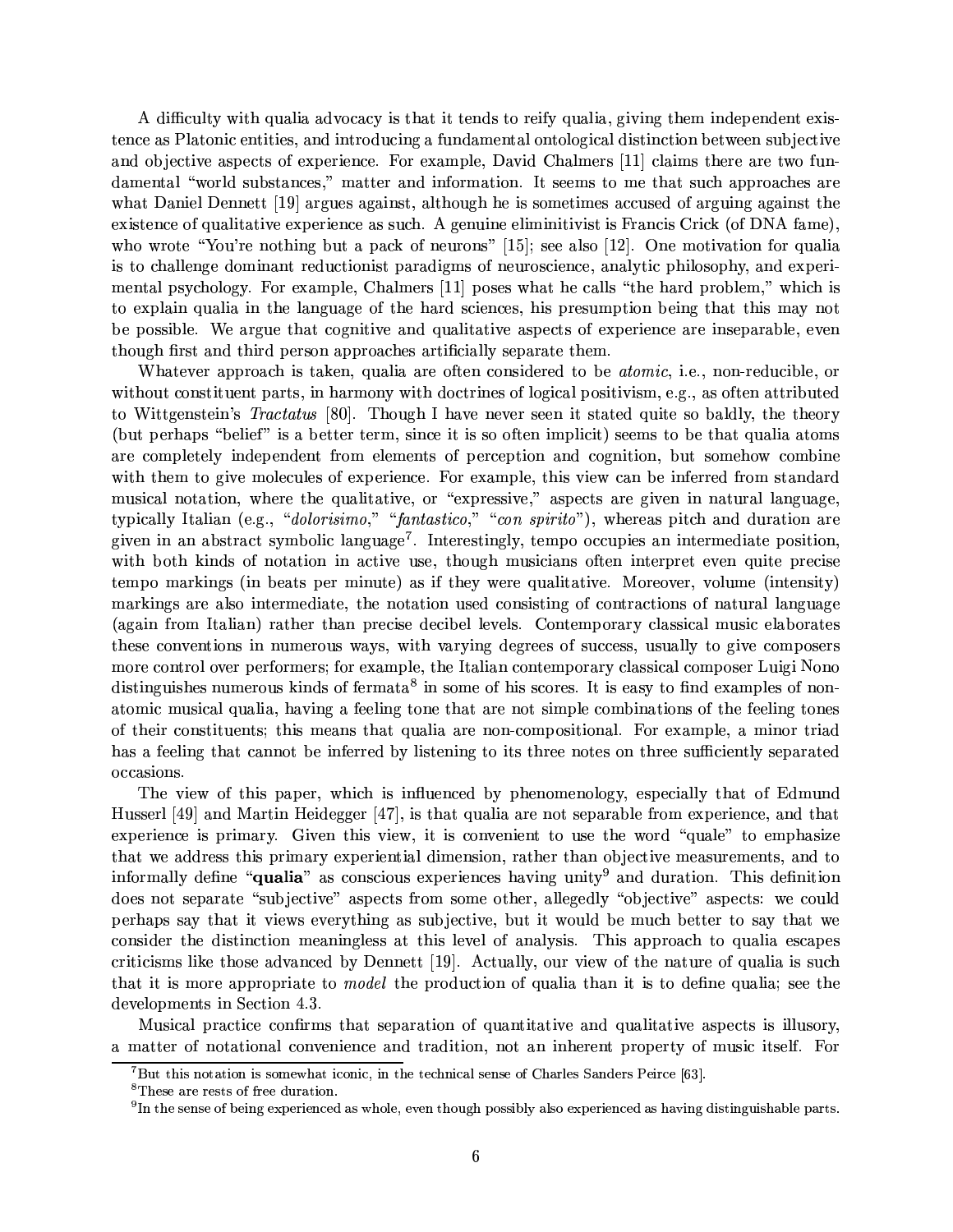A difficulty with qualia advocacy is that it tends to reify qualia, giving them independent existence as Platonic entities, and introducing a fundamental ontological distinction between subjective and objective aspects of experience. For example, David Chalmers [11] claims there are two fundamental "world substances," matter and information. It seems to me that such approaches are what Daniel Dennett [19] argues against, although he is sometimes accused of arguing against the existence of qualitative experience as such. A genuine eliminitivist is Francis Crick (of DNA fame), who wrote "You're nothing but a pack of neurons" [15]; see also [12]. One motivation for qualia is to challenge dominant reductionist paradigms of neuroscience, analytic philosophy, and experimental psychology. For example, Chalmers [11] poses what he calls "the hard problem," which is to explain qualia in the language of the hard sciences, his presumption being that this may not be possible. We argue that cognitive and qualitative aspects of experience are inseparable, even though first and third person approaches artificially separate them.

Whatever approach is taken, qualia are often considered to be *atomic*, i.e., non-reducible, or without constituent parts, in harmony with doctrines of logical positivism, e.g., as often attributed to Wittgenstein's *Tractatus* [80]. Though I have never seen it stated quite so baldly, the theory (but perhaps "belief" is a better term, since it is so often implicit) seems to be that qualia atoms are completely independent from elements of perception and cognition, but somehow combine with them to give molecules of experience. For example, this view can be inferred from standard musical notation, where the qualitative, or "expressive," aspects are given in natural language, typically Italian (e.g., "*dolorisimo*," "*fantastico*," "*con spirito*"), whereas pitch and duration are given in an abstract symbolic language[7]. Interestingly, tempo occupies an intermediate position, with both kinds of notation in active use, though musicians often interpret even quite precise tempo markings (in beats per minute) as if they were qualitative. Moreover, volume (intensity) markings are also intermediate, the notation used consisting of contractions of natural language (again from Italian) rather than precise decibel levels. Contemporary classical music elaborates these conventions in numerous ways, with varying degrees of success, usually to give composers more control over performers; for example, the Italian contemporary classical composer Luigi Nono distinguishes numerous kinds of fermata[8] in some of his scores. It is easy to find examples of non-atomic musical qualia, having a feeling tone that are not simple combinations of the feeling tones of their constituents; this means that qualia are non-compositional. For example, a minor triad has a feeling that cannot be inferred by listening to its three notes on three sufficiently separated occasions.

The view of this paper, which is influenced by phenomenology, especially that of Edmund Husserl [49] and Martin Heidegger [47], is that qualia are not separable from experience, and that experience is primary. Given this view, it is convenient to use the word "quale" to emphasize that we address this primary experiential dimension, rather than objective measurements, and to informally define "**qualia**" as conscious experiences having unity[9] and duration. This definition does not separate "subjective" aspects from some other, allegedly "objective" aspects: we could perhaps say that it views everything as subjective, but it would be much better to say that we consider the distinction meaningless at this level of analysis. This approach to qualia escapes criticisms like those advanced by Dennett [19]. Actually, our view of the nature of qualia is such that it is more appropriate to *model* the production of qualia than it is to define qualia; see the developments in Section 4.3.

Musical practice confirms that separation of quantitative and qualitative aspects is illusory, a matter of notational convenience and tradition, not an inherent property of music itself. For

---

[7] But this notation is somewhat iconic, in the technical sense of Charles Sanders Peirce [63].

[8] These are rests of free duration.

[9] In the sense of being experienced as whole, even though possibly also experienced as having distinguishable parts.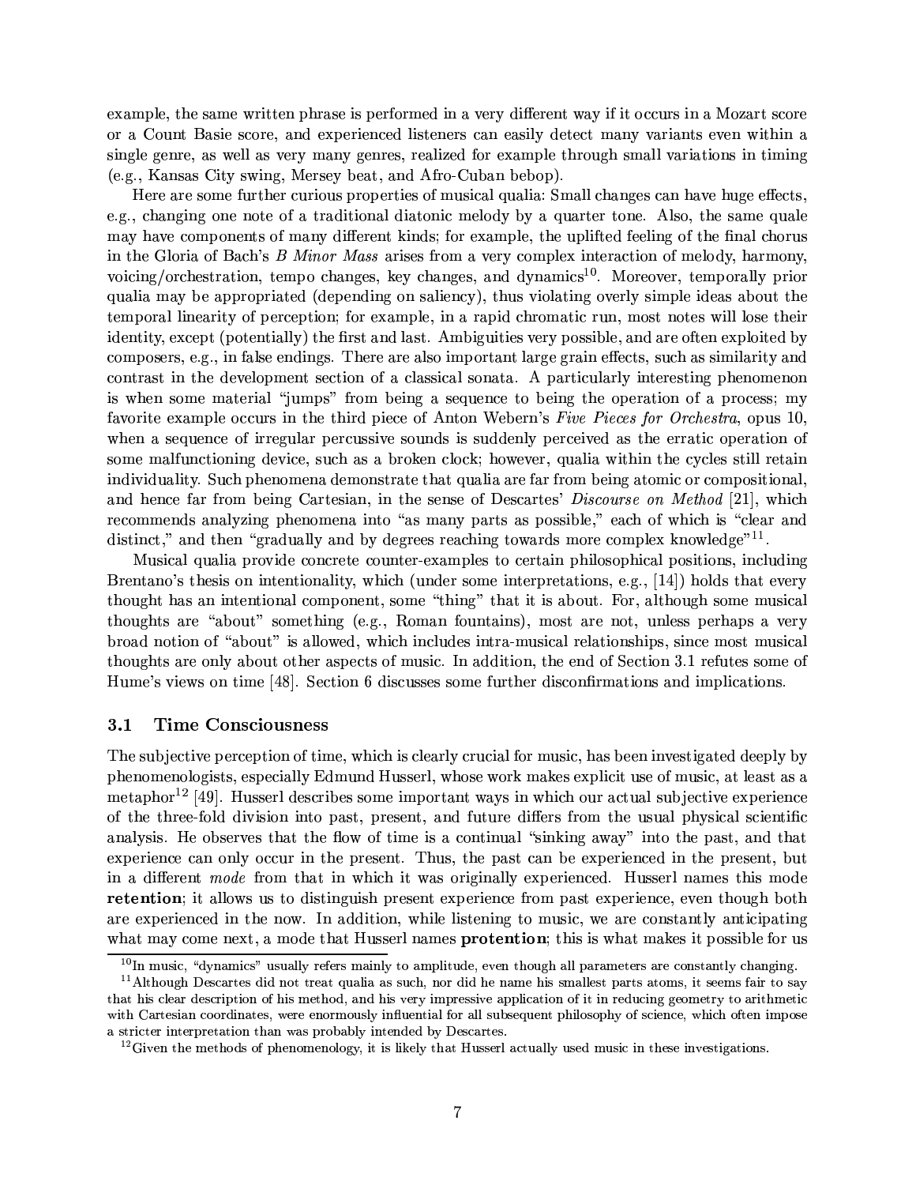example, the same written phrase is performed in a very different way if it occurs in a Mozart score or a Count Basie score, and experienced listeners can easily detect many variants even within a single genre, as well as very many genres, realized for example through small variations in timing (e.g., Kansas City swing, Mersey beat, and Afro-Cuban bebop).

Here are some further curious properties of musical qualia: Small changes can have huge effects, e.g., changing one note of a traditional diatonic melody by a quarter tone. Also, the same quale may have components of many different kinds; for example, the uplifted feeling of the final chorus in the Gloria of Bach's *B Minor Mass* arises from a very complex interaction of melody, harmony, voicing/orchestration, tempo changes, key changes, and dynamics[10]. Moreover, temporally prior qualia may be appropriated (depending on saliency), thus violating overly simple ideas about the temporal linearity of perception; for example, in a rapid chromatic run, most notes will lose their identity, except (potentially) the first and last. Ambiguities very possible, and are often exploited by composers, e.g., in false endings. There are also important large grain effects, such as similarity and contrast in the development section of a classical sonata. A particularly interesting phenomenon is when some material "jumps" from being a sequence to being the operation of a process; my favorite example occurs in the third piece of Anton Webern's *Five Pieces for Orchestra*, opus 10, when a sequence of irregular percussive sounds is suddenly perceived as the erratic operation of some malfunctioning device, such as a broken clock; however, qualia within the cycles still retain individuality. Such phenomena demonstrate that qualia are far from being atomic or compositional, and hence far from being Cartesian, in the sense of Descartes' *Discourse on Method* [21], which recommends analyzing phenomena into "as many parts as possible," each of which is "clear and distinct," and then "gradually and by degrees reaching towards more complex knowledge"[11].

Musical qualia provide concrete counter-examples to certain philosophical positions, including Brentano's thesis on intentionality, which (under some interpretations, e.g., [14]) holds that every thought has an intentional component, some "thing" that it is about. For, although some musical thoughts are "about" something (e.g., Roman fountains), most are not, unless perhaps a very broad notion of "about" is allowed, which includes intra-musical relationships, since most musical thoughts are only about other aspects of music. In addition, the end of Section 3.1 refutes some of Hume's views on time [48]. Section 6 discusses some further disconfirmations and implications.

### 3.1 Time Consciousness

The subjective perception of time, which is clearly crucial for music, has been investigated deeply by phenomenologists, especially Edmund Husserl, whose work makes explicit use of music, at least as a metaphor[12] [49]. Husserl describes some important ways in which our actual subjective experience of the three-fold division into past, present, and future differs from the usual physical scientific analysis. He observes that the flow of time is a continual "sinking away" into the past, and that experience can only occur in the present. Thus, the past can be experienced in the present, but in a different *mode* from that in which it was originally experienced. Husserl names this mode **retention**; it allows us to distinguish present experience from past experience, even though both are experienced in the now. In addition, while listening to music, we are constantly anticipating what may come next, a mode that Husserl names **protention**; this is what makes it possible for us

[10] In music, "dynamics" usually refers mainly to amplitude, even though all parameters are constantly changing.

[11] Although Descartes did not treat qualia as such, nor did he name his smallest parts atoms, it seems fair to say that his clear description of his method, and his very impressive application of it in reducing geometry to arithmetic with Cartesian coordinates, were enormously influential for all subsequent philosophy of science, which often impose a stricter interpretation than was probably intended by Descartes.

[12] Given the methods of phenomenology, it is likely that Husserl actually used music in these investigations.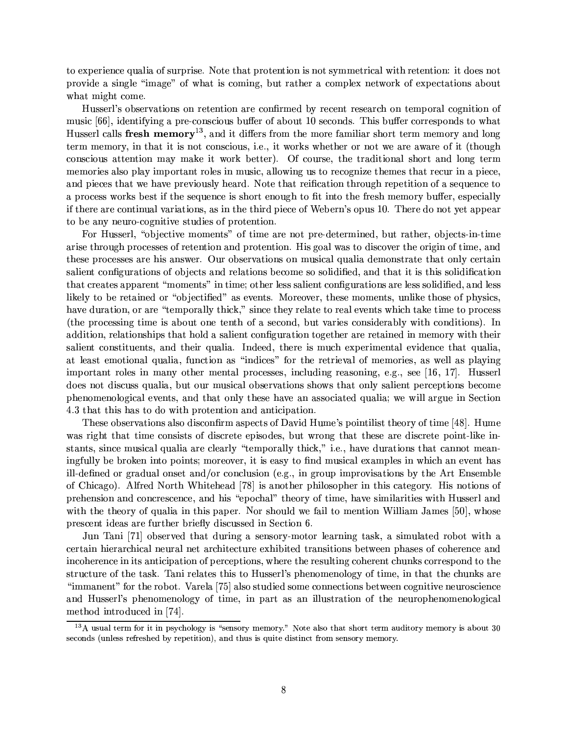to experience qualia of surprise. Note that protention is not symmetrical with retention: it does not provide a single "image" of what is coming, but rather a complex network of expectations about what might come.

Husserl's observations on retention are confirmed by recent research on temporal cognition of music [66], identifying a pre-conscious buffer of about 10 seconds. This buffer corresponds to what Husserl calls **fresh memory**[13], and it differs from the more familiar short term memory and long term memory, in that it is not conscious, i.e., it works whether or not we are aware of it (though conscious attention may make it work better). Of course, the traditional short and long term memories also play important roles in music, allowing us to recognize themes that recur in a piece, and pieces that we have previously heard. Note that reification through repetition of a sequence to a process works best if the sequence is short enough to fit into the fresh memory buffer, especially if there are continual variations, as in the third piece of Webern's opus 10. There do not yet appear to be any neuro-cognitive studies of protention.

For Husserl, "objective moments" of time are not pre-determined, but rather, objects-in-time arise through processes of retention and protention. His goal was to discover the origin of time, and these processes are his answer. Our observations on musical qualia demonstrate that only certain salient configurations of objects and relations become so solidified, and that it is this solidification that creates apparent "moments" in time; other less salient configurations are less solidified, and less likely to be retained or "objectified" as events. Moreover, these moments, unlike those of physics, have duration, or are "temporally thick," since they relate to real events which take time to process (the processing time is about one tenth of a second, but varies considerably with conditions). In addition, relationships that hold a salient configuration together are retained in memory with their salient constituents, and their qualia. Indeed, there is much experimental evidence that qualia, at least emotional qualia, function as "indices" for the retrieval of memories, as well as playing important roles in many other mental processes, including reasoning, e.g., see [16, 17]. Husserl does not discuss qualia, but our musical observations shows that only salient perceptions become phenomenological events, and that only these have an associated qualia; we will argue in Section 4.3 that this has to do with protention and anticipation.

These observations also disconfirm aspects of David Hume's pointilist theory of time [48]. Hume was right that time consists of discrete episodes, but wrong that these are discrete point-like instants, since musical qualia are clearly "temporally thick," i.e., have durations that cannot meaningfully be broken into points; moreover, it is easy to find musical examples in which an event has ill-defined or gradual onset and/or conclusion (e.g., in group improvisations by the Art Ensemble of Chicago). Alfred North Whitehead [78] is another philosopher in this category. His notions of prehension and concrescence, and his "epochal" theory of time, have similarities with Husserl and with the theory of qualia in this paper. Nor should we fail to mention William James [50], whose prescent ideas are further briefly discussed in Section 6.

Jun Tani [71] observed that during a sensory-motor learning task, a simulated robot with a certain hierarchical neural net architecture exhibited transitions between phases of coherence and incoherence in its anticipation of perceptions, where the resulting coherent chunks correspond to the structure of the task. Tani relates this to Husserl's phenomenology of time, in that the chunks are "immanent" for the robot. Varela [75] also studied some connections between cognitive neuroscience and Husserl's phenomenology of time, in part as an illustration of the neurophenomenological method introduced in [74].

[13] A usual term for it in psychology is "sensory memory." Note also that short term auditory memory is about 30 seconds (unless refreshed by repetition), and thus is quite distinct from sensory memory.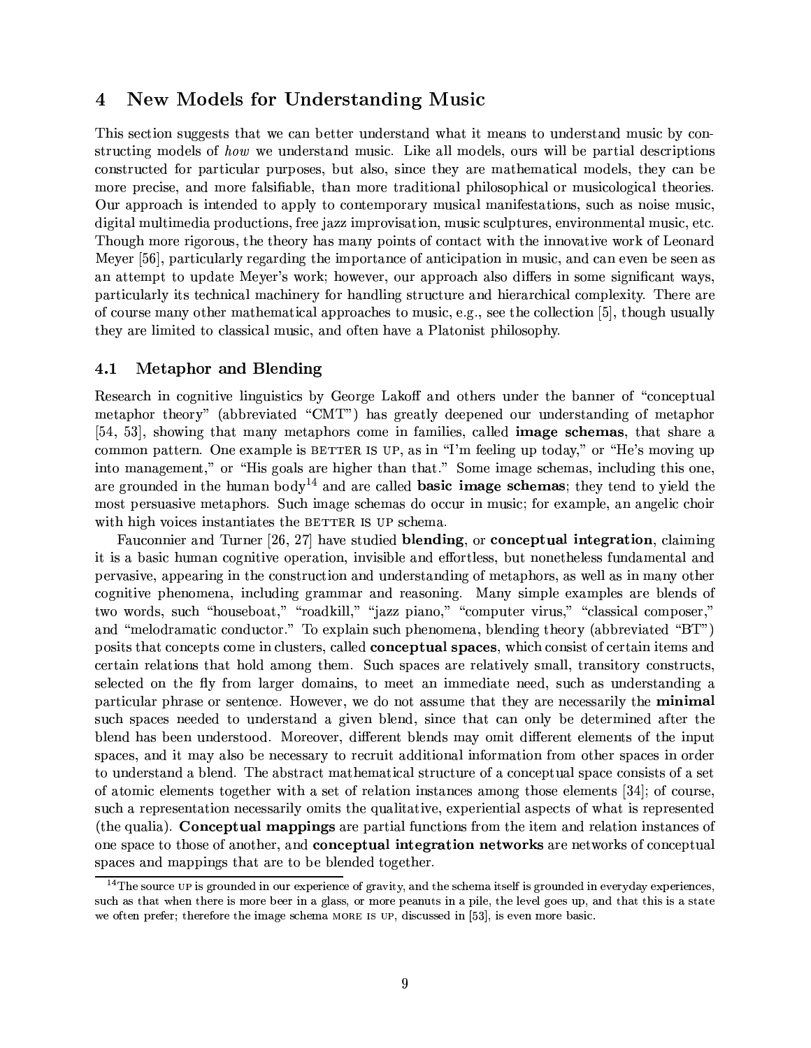## 4 New Models for Understanding Music

This section suggests that we can better understand what it means to understand music by constructing models of *how* we understand music. Like all models, ours will be partial descriptions constructed for particular purposes, but also, since they are mathematical models, they can be more precise, and more falsifiable, than more traditional philosophical or musicological theories. Our approach is intended to apply to contemporary musical manifestations, such as noise music, digital multimedia productions, free jazz improvisation, music sculptures, environmental music, etc. Though more rigorous, the theory has many points of contact with the innovative work of Leonard Meyer [56], particularly regarding the importance of anticipation in music, and can even be seen as an attempt to update Meyer's work; however, our approach also differs in some significant ways, particularly its technical machinery for handling structure and hierarchical complexity. There are of course many other mathematical approaches to music, e.g., see the collection [5], though usually they are limited to classical music, and often have a Platonist philosophy.

### 4.1 Metaphor and Blending

Research in cognitive linguistics by George Lakoff and others under the banner of "conceptual metaphor theory" (abbreviated "CMT") has greatly deepened our understanding of metaphor [54, 53], showing that many metaphors come in families, called **image schemas**, that share a common pattern. One example is BETTER IS UP, as in "I'm feeling up today," or "He's moving up into management," or "His goals are higher than that." Some image schemas, including this one, are grounded in the human body[14] and are called **basic image schemas**; they tend to yield the most persuasive metaphors. Such image schemas do occur in music; for example, an angelic choir with high voices instantiates the BETTER IS UP schema.

Fauconnier and Turner [26, 27] have studied **blending**, or **conceptual integration**, claiming it is a basic human cognitive operation, invisible and effortless, but nonetheless fundamental and pervasive, appearing in the construction and understanding of metaphors, as well as in many other cognitive phenomena, including grammar and reasoning. Many simple examples are blends of two words, such "houseboat," "roadkill," "jazz piano," "computer virus," "classical composer," and "melodramatic conductor." To explain such phenomena, blending theory (abbreviated "BT") posits that concepts come in clusters, called **conceptual spaces**, which consist of certain items and certain relations that hold among them. Such spaces are relatively small, transitory constructs, selected on the fly from larger domains, to meet an immediate need, such as understanding a particular phrase or sentence. However, we do not assume that they are necessarily the **minimal** such spaces needed to understand a given blend, since that can only be determined after the blend has been understood. Moreover, different blends may omit different elements of the input spaces, and it may also be necessary to recruit additional information from other spaces in order to understand a blend. The abstract mathematical structure of a conceptual space consists of a set of atomic elements together with a set of relation instances among those elements [34]; of course, such a representation necessarily omits the qualitative, experiential aspects of what is represented (the qualia). **Conceptual mappings** are partial functions from the item and relation instances of one space to those of another, and **conceptual integration networks** are networks of conceptual spaces and mappings that are to be blended together.

[14] The source UP is grounded in our experience of gravity, and the schema itself is grounded in everyday experiences, such as that when there is more beer in a glass, or more peanuts in a pile, the level goes up, and that this is a state we often prefer; therefore the image schema MORE IS UP, discussed in [53], is even more basic.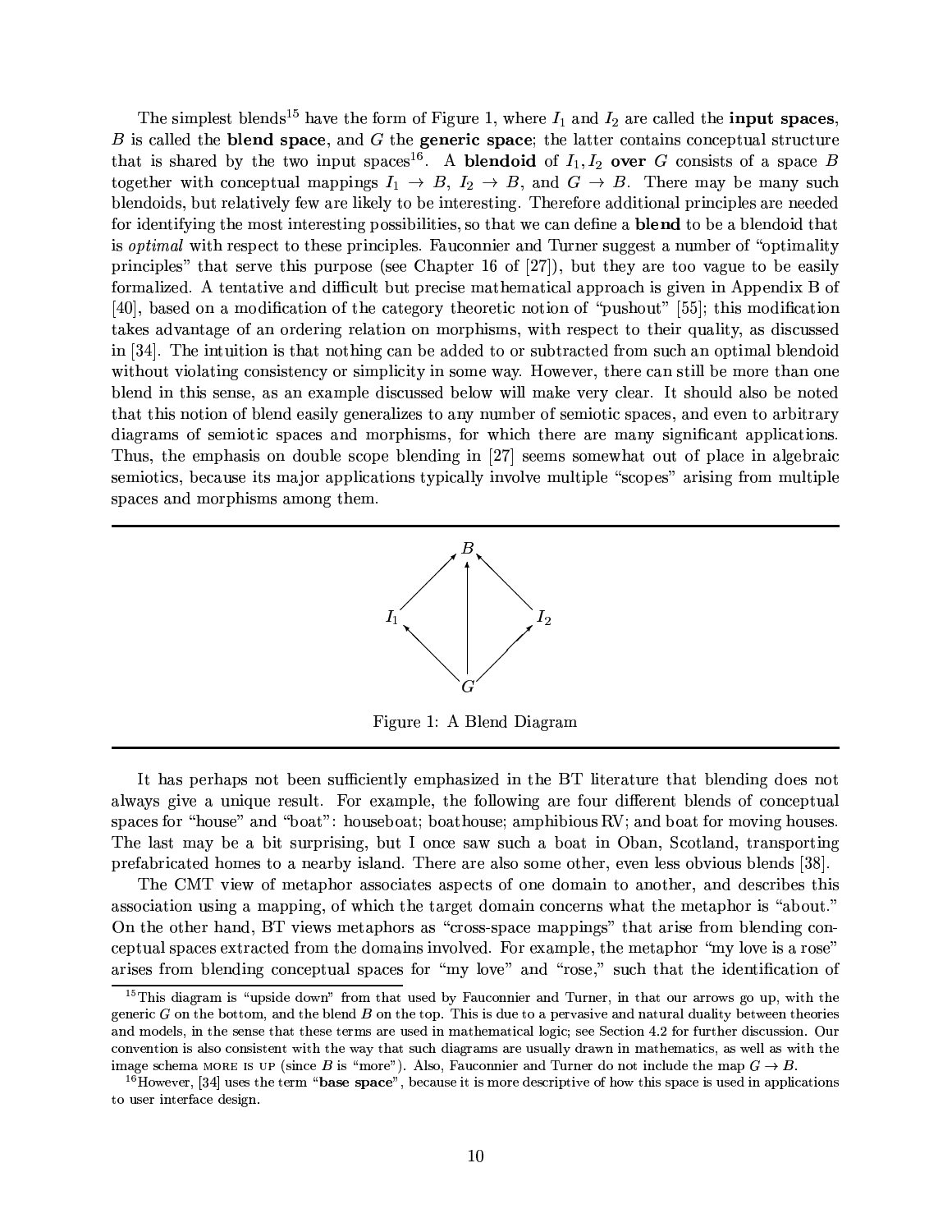The simplest blends[15] have the form of Figure 1, where $I_1$ and $I_2$ are called the **input spaces**, $B$ is called the **blend space**, and $G$ the **generic space**; the latter contains conceptual structure that is shared by the two input spaces[16]. A **blendoid** of $I_1, I_2$ **over** $G$ consists of a space $B$ together with conceptual mappings $I_1 \to B$, $I_2 \to B$, and $G \to B$. There may be many such blendoids, but relatively few are likely to be interesting. Therefore additional principles are needed for identifying the most interesting possibilities, so that we can define a **blend** to be a blendoid that is *optimal* with respect to these principles. Fauconnier and Turner suggest a number of "optimality principles" that serve this purpose (see Chapter 16 of [27]), but they are too vague to be easily formalized. A tentative and difficult but precise mathematical approach is given in Appendix B of [40], based on a modification of the category theoretic notion of "pushout" [55]; this modification takes advantage of an ordering relation on morphisms, with respect to their quality, as discussed in [34]. The intuition is that nothing can be added to or subtracted from such an optimal blendoid without violating consistency or simplicity in some way. However, there can still be more than one blend in this sense, as an example discussed below will make very clear. It should also be noted that this notion of blend easily generalizes to any number of semiotic spaces, and even to arbitrary diagrams of semiotic spaces and morphisms, for which there are many significant applications. Thus, the emphasis on double scope blending in [27] seems somewhat out of place in algebraic semiotics, because its major applications typically involve multiple "scopes" arising from multiple spaces and morphisms among them.

$$
\begin{array}{ccccc}
 & & B & & \\
 & \nearrow & \uparrow & \nwarrow & \\
I_1 & & | & & I_2 \\
 & \nwarrow & | & \nearrow & \\
 & & G & &
\end{array}
$$

Figure 1: A Blend Diagram

It has perhaps not been sufficiently emphasized in the BT literature that blending does not always give a unique result. For example, the following are four different blends of conceptual spaces for "house" and "boat": houseboat; boathouse; amphibious RV; and boat for moving houses. The last may be a bit surprising, but I once saw such a boat in Oban, Scotland, transporting prefabricated homes to a nearby island. There are also some other, even less obvious blends [38].

The CMT view of metaphor associates aspects of one domain to another, and describes this association using a mapping, of which the target domain concerns what the metaphor is "about." On the other hand, BT views metaphors as "cross-space mappings" that arise from blending conceptual spaces extracted from the domains involved. For example, the metaphor "my love is a rose" arises from blending conceptual spaces for "my love" and "rose," such that the identification of

[15] This diagram is "upside down" from that used by Fauconnier and Turner, in that our arrows go up, with the generic $G$ on the bottom, and the blend $B$ on the top. This is due to a pervasive and natural duality between theories and models, in the sense that these terms are used in mathematical logic; see Section 4.2 for further discussion. Our convention is also consistent with the way that such diagrams are usually drawn in mathematics, as well as with the image schema MORE IS UP (since $B$ is "more"). Also, Fauconnier and Turner do not include the map $G \to B$.

[16] However, [34] uses the term "**base space**", because it is more descriptive of how this space is used in applications to user interface design.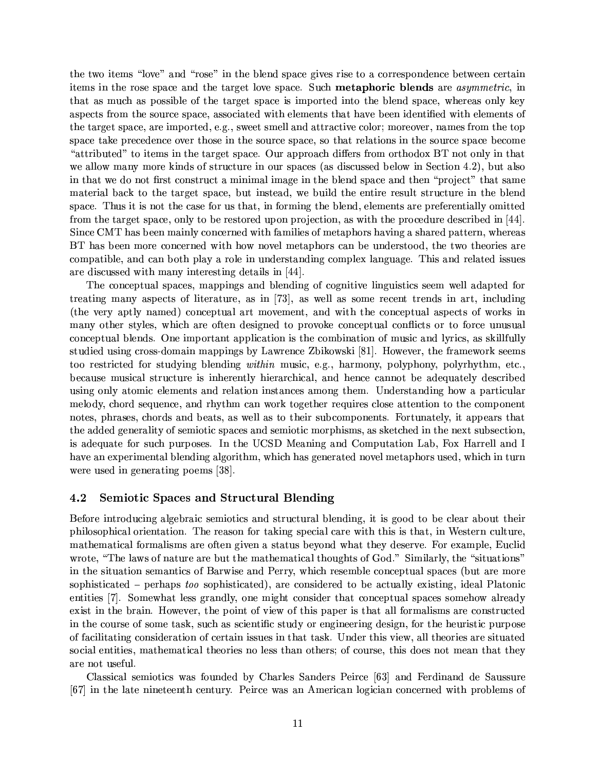the two items "love" and "rose" in the blend space gives rise to a correspondence between certain items in the rose space and the target love space. Such **metaphoric blends** are *asymmetric*, in that as much as possible of the target space is imported into the blend space, whereas only key aspects from the source space, associated with elements that have been identified with elements of the target space, are imported, e.g., sweet smell and attractive color; moreover, names from the top space take precedence over those in the source space, so that relations in the source space become "attributed" to items in the target space. Our approach differs from orthodox BT not only in that we allow many more kinds of structure in our spaces (as discussed below in Section 4.2), but also in that we do not first construct a minimal image in the blend space and then "project" that same material back to the target space, but instead, we build the entire result structure in the blend space. Thus it is not the case for us that, in forming the blend, elements are preferentially omitted from the target space, only to be restored upon projection, as with the procedure described in [44]. Since CMT has been mainly concerned with families of metaphors having a shared pattern, whereas BT has been more concerned with how novel metaphors can be understood, the two theories are compatible, and can both play a role in understanding complex language. This and related issues are discussed with many interesting details in [44].

The conceptual spaces, mappings and blending of cognitive linguistics seem well adapted for treating many aspects of literature, as in [73], as well as some recent trends in art, including (the very aptly named) conceptual art movement, and with the conceptual aspects of works in many other styles, which are often designed to provoke conceptual conflicts or to force unusual conceptual blends. One important application is the combination of music and lyrics, as skillfully studied using cross-domain mappings by Lawrence Zbikowski [81]. However, the framework seems too restricted for studying blending *within* music, e.g., harmony, polyphony, polyrhythm, etc., because musical structure is inherently hierarchical, and hence cannot be adequately described using only atomic elements and relation instances among them. Understanding how a particular melody, chord sequence, and rhythm can work together requires close attention to the component notes, phrases, chords and beats, as well as to their subcomponents. Fortunately, it appears that the added generality of semiotic spaces and semiotic morphisms, as sketched in the next subsection, is adequate for such purposes. In the UCSD Meaning and Computation Lab, Fox Harrell and I have an experimental blending algorithm, which has generated novel metaphors used, which in turn were used in generating poems [38].

### 4.2 Semiotic Spaces and Structural Blending

Before introducing algebraic semiotics and structural blending, it is good to be clear about their philosophical orientation. The reason for taking special care with this is that, in Western culture, mathematical formalisms are often given a status beyond what they deserve. For example, Euclid wrote, "The laws of nature are but the mathematical thoughts of God." Similarly, the "situations" in the situation semantics of Barwise and Perry, which resemble conceptual spaces (but are more sophisticated – perhaps *too* sophisticated), are considered to be actually existing, ideal Platonic entities [7]. Somewhat less grandly, one might consider that conceptual spaces somehow already exist in the brain. However, the point of view of this paper is that all formalisms are constructed in the course of some task, such as scientific study or engineering design, for the heuristic purpose of facilitating consideration of certain issues in that task. Under this view, all theories are situated social entities, mathematical theories no less than others; of course, this does not mean that they are not useful.

Classical semiotics was founded by Charles Sanders Peirce [63] and Ferdinand de Saussure [67] in the late nineteenth century. Peirce was an American logician concerned with problems of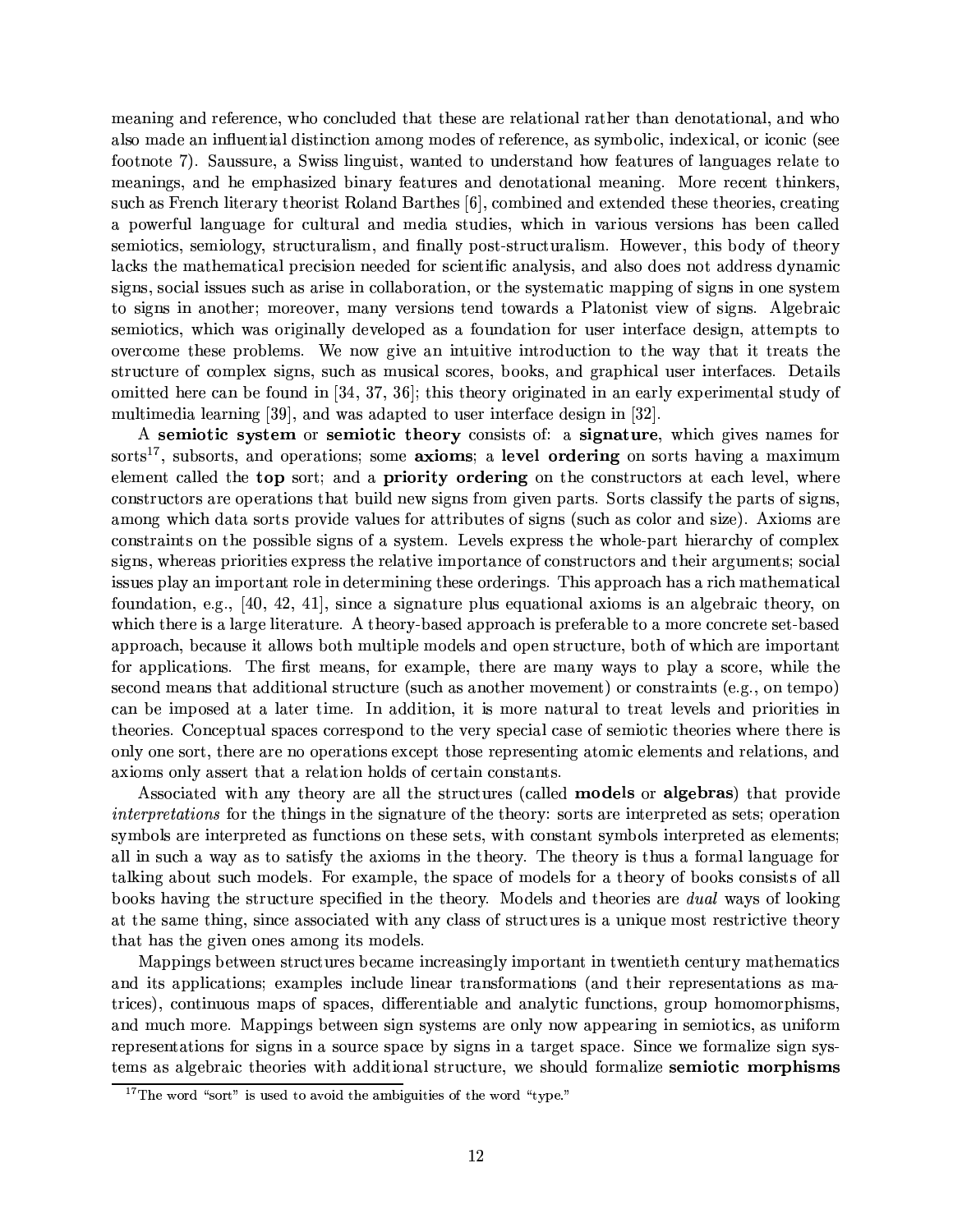meaning and reference, who concluded that these are relational rather than denotational, and who also made an influential distinction among modes of reference, as symbolic, indexical, or iconic (see footnote 7). Saussure, a Swiss linguist, wanted to understand how features of languages relate to meanings, and he emphasized binary features and denotational meaning. More recent thinkers, such as French literary theorist Roland Barthes [6], combined and extended these theories, creating a powerful language for cultural and media studies, which in various versions has been called semiotics, semiology, structuralism, and finally post-structuralism. However, this body of theory lacks the mathematical precision needed for scientific analysis, and also does not address dynamic signs, social issues such as arise in collaboration, or the systematic mapping of signs in one system to signs in another; moreover, many versions tend towards a Platonist view of signs. Algebraic semiotics, which was originally developed as a foundation for user interface design, attempts to overcome these problems. We now give an intuitive introduction to the way that it treats the structure of complex signs, such as musical scores, books, and graphical user interfaces. Details omitted here can be found in [34, 37, 36]; this theory originated in an early experimental study of multimedia learning [39], and was adapted to user interface design in [32].

A **semiotic system** or **semiotic theory** consists of: a **signature**, which gives names for sorts[17], subsorts, and operations; some **axioms**; a **level ordering** on sorts having a maximum element called the **top** sort; and a **priority ordering** on the constructors at each level, where constructors are operations that build new signs from given parts. Sorts classify the parts of signs, among which data sorts provide values for attributes of signs (such as color and size). Axioms are constraints on the possible signs of a system. Levels express the whole-part hierarchy of complex signs, whereas priorities express the relative importance of constructors and their arguments; social issues play an important role in determining these orderings. This approach has a rich mathematical foundation, e.g., [40, 42, 41], since a signature plus equational axioms is an algebraic theory, on which there is a large literature. A theory-based approach is preferable to a more concrete set-based approach, because it allows both multiple models and open structure, both of which are important for applications. The first means, for example, there are many ways to play a score, while the second means that additional structure (such as another movement) or constraints (e.g., on tempo) can be imposed at a later time. In addition, it is more natural to treat levels and priorities in theories. Conceptual spaces correspond to the very special case of semiotic theories where there is only one sort, there are no operations except those representing atomic elements and relations, and axioms only assert that a relation holds of certain constants.

Associated with any theory are all the structures (called **models** or **algebras**) that provide *interpretations* for the things in the signature of the theory: sorts are interpreted as sets; operation symbols are interpreted as functions on these sets, with constant symbols interpreted as elements; all in such a way as to satisfy the axioms in the theory. The theory is thus a formal language for talking about such models. For example, the space of models for a theory of books consists of all books having the structure specified in the theory. Models and theories are *dual* ways of looking at the same thing, since associated with any class of structures is a unique most restrictive theory that has the given ones among its models.

Mappings between structures became increasingly important in twentieth century mathematics and its applications; examples include linear transformations (and their representations as matrices), continuous maps of spaces, differentiable and analytic functions, group homomorphisms, and much more. Mappings between sign systems are only now appearing in semiotics, as uniform representations for signs in a source space by signs in a target space. Since we formalize sign systems as algebraic theories with additional structure, we should formalize **semiotic morphisms**

[17] The word "sort" is used to avoid the ambiguities of the word "type."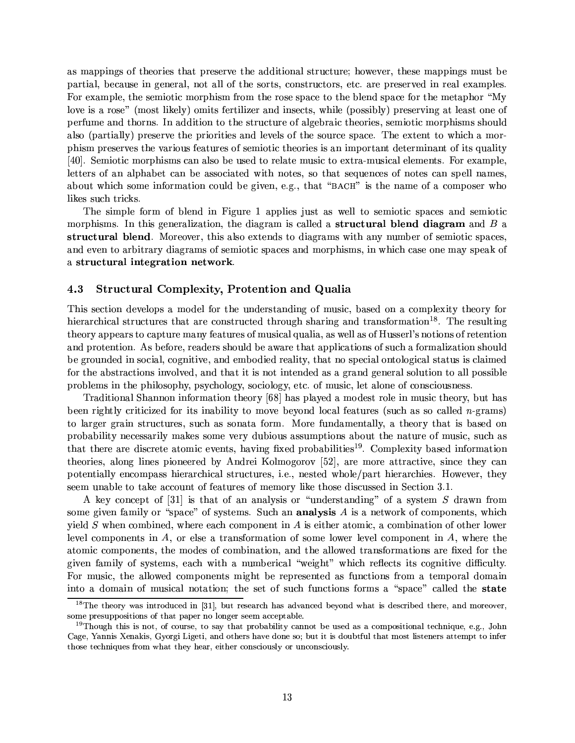as mappings of theories that preserve the additional structure; however, these mappings must be partial, because in general, not all of the sorts, constructors, etc. are preserved in real examples. For example, the semiotic morphism from the rose space to the blend space for the metaphor "My love is a rose" (most likely) omits fertilizer and insects, while (possibly) preserving at least one of perfume and thorns. In addition to the structure of algebraic theories, semiotic morphisms should also (partially) preserve the priorities and levels of the source space. The extent to which a morphism preserves the various features of semiotic theories is an important determinant of its quality [40]. Semiotic morphisms can also be used to relate music to extra-musical elements. For example, letters of an alphabet can be associated with notes, so that sequences of notes can spell names, about which some information could be given, e.g., that "BACH" is the name of a composer who likes such tricks.

The simple form of blend in Figure 1 applies just as well to semiotic spaces and semiotic morphisms. In this generalization, the diagram is called a **structural blend diagram** and $B$ a **structural blend**. Moreover, this also extends to diagrams with any number of semiotic spaces, and even to arbitrary diagrams of semiotic spaces and morphisms, in which case one may speak of a **structural integration network**.

### 4.3 Structural Complexity, Protention and Qualia

This section develops a model for the understanding of music, based on a complexity theory for hierarchical structures that are constructed through sharing and transformation[18]. The resulting theory appears to capture many features of musical qualia, as well as of Husserl's notions of retention and protention. As before, readers should be aware that applications of such a formalization should be grounded in social, cognitive, and embodied reality, that no special ontological status is claimed for the abstractions involved, and that it is not intended as a grand general solution to all possible problems in the philosophy, psychology, sociology, etc. of music, let alone of consciousness.

Traditional Shannon information theory [68] has played a modest role in music theory, but has been rightly criticized for its inability to move beyond local features (such as so called $n$-grams) to larger grain structures, such as sonata form. More fundamentally, a theory that is based on probability necessarily makes some very dubious assumptions about the nature of music, such as that there are discrete atomic events, having fixed probabilities[19]. Complexity based information theories, along lines pioneered by Andrei Kolmogorov [52], are more attractive, since they can potentially encompass hierarchical structures, i.e., nested whole/part hierarchies. However, they seem unable to take account of features of memory like those discussed in Section 3.1.

A key concept of [31] is that of an analysis or "understanding" of a system $S$ drawn from some given family or "space" of systems. Such an **analysis** $A$ is a network of components, which yield $S$ when combined, where each component in $A$ is either atomic, a combination of other lower level components in $A$, or else a transformation of some lower level component in $A$, where the atomic components, the modes of combination, and the allowed transformations are fixed for the given family of systems, each with a numberical "weight" which reflects its cognitive difficulty. For music, the allowed components might be represented as functions from a temporal domain into a domain of musical notation; the set of such functions forms a "space" called the **state**

[18] The theory was introduced in [31], but research has advanced beyond what is described there, and moreover, some presuppositions of that paper no longer seem acceptable.

[19] Though this is not, of course, to say that probability cannot be used as a compositional technique, e.g., John Cage, Yannis Xenakis, Gyorgi Ligeti, and others have done so; but it is doubtful that most listeners attempt to infer those techniques from what they hear, either consciously or unconsciously.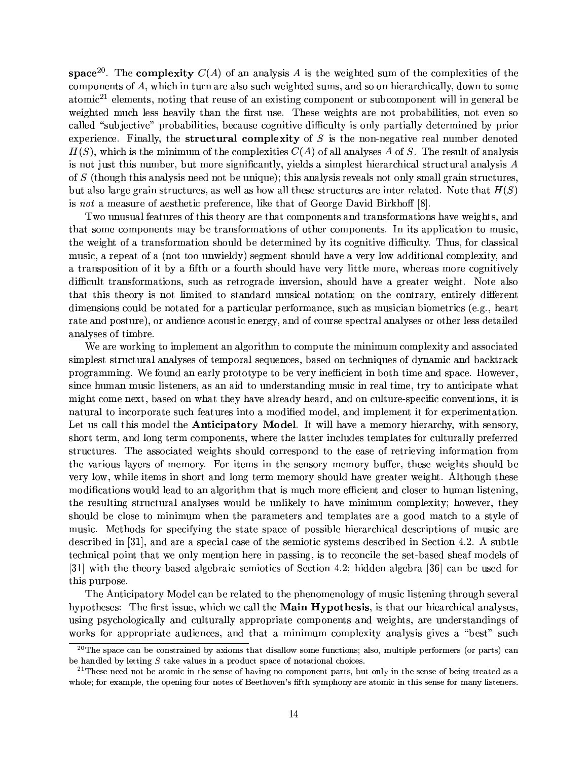**space**[20]. The **complexity** $C(A)$ of an analysis $A$ is the weighted sum of the complexities of the components of $A$, which in turn are also such weighted sums, and so on hierarchically, down to some atomic[21] elements, noting that reuse of an existing component or subcomponent will in general be weighted much less heavily than the first use. These weights are not probabilities, not even so called "subjective" probabilities, because cognitive difficulty is only partially determined by prior experience. Finally, the **structural complexity** of $S$ is the non-negative real number denoted $H(S)$, which is the minimum of the complexities $C(A)$ of all analyses $A$ of $S$. The result of analysis is not just this number, but more significantly, yields a simplest hierarchical structural analysis $A$ of $S$ (though this analysis need not be unique); this analysis reveals not only small grain structures, but also large grain structures, as well as how all these structures are inter-related. Note that $H(S)$ is *not* a measure of aesthetic preference, like that of George David Birkhoff [8].

Two unusual features of this theory are that components and transformations have weights, and that some components may be transformations of other components. In its application to music, the weight of a transformation should be determined by its cognitive difficulty. Thus, for classical music, a repeat of a (not too unwieldy) segment should have a very low additional complexity, and a transposition of it by a fifth or a fourth should have very little more, whereas more cognitively difficult transformations, such as retrograde inversion, should have a greater weight. Note also that this theory is not limited to standard musical notation; on the contrary, entirely different dimensions could be notated for a particular performance, such as musician biometrics (e.g., heart rate and posture), or audience acoustic energy, and of course spectral analyses or other less detailed analyses of timbre.

We are working to implement an algorithm to compute the minimum complexity and associated simplest structural analyses of temporal sequences, based on techniques of dynamic and backtrack programming. We found an early prototype to be very inefficient in both time and space. However, since human music listeners, as an aid to understanding music in real time, try to anticipate what might come next, based on what they have already heard, and on culture-specific conventions, it is natural to incorporate such features into a modified model, and implement it for experimentation. Let us call this model the **Anticipatory Model**. It will have a memory hierarchy, with sensory, short term, and long term components, where the latter includes templates for culturally preferred structures. The associated weights should correspond to the ease of retrieving information from the various layers of memory. For items in the sensory memory buffer, these weights should be very low, while items in short and long term memory should have greater weight. Although these modifications would lead to an algorithm that is much more efficient and closer to human listening, the resulting structural analyses would be unlikely to have minimum complexity; however, they should be close to minimum when the parameters and templates are a good match to a style of music. Methods for specifying the state space of possible hierarchical descriptions of music are described in [31], and are a special case of the semiotic systems described in Section 4.2. A subtle technical point that we only mention here in passing, is to reconcile the set-based sheaf models of [31] with the theory-based algebraic semiotics of Section 4.2; hidden algebra [36] can be used for this purpose.

The Anticipatory Model can be related to the phenomenology of music listening through several hypotheses: The first issue, which we call the **Main Hypothesis**, is that our hiearchical analyses, using psychologically and culturally appropriate components and weights, are understandings of works for appropriate audiences, and that a minimum complexity analysis gives a "best" such

[20] The space can be constrained by axioms that disallow some functions; also, multiple performers (or parts) can be handled by letting $S$ take values in a product space of notational choices.

[21] These need not be atomic in the sense of having no component parts, but only in the sense of being treated as a whole; for example, the opening four notes of Beethoven's fifth symphony are atomic in this sense for many listeners.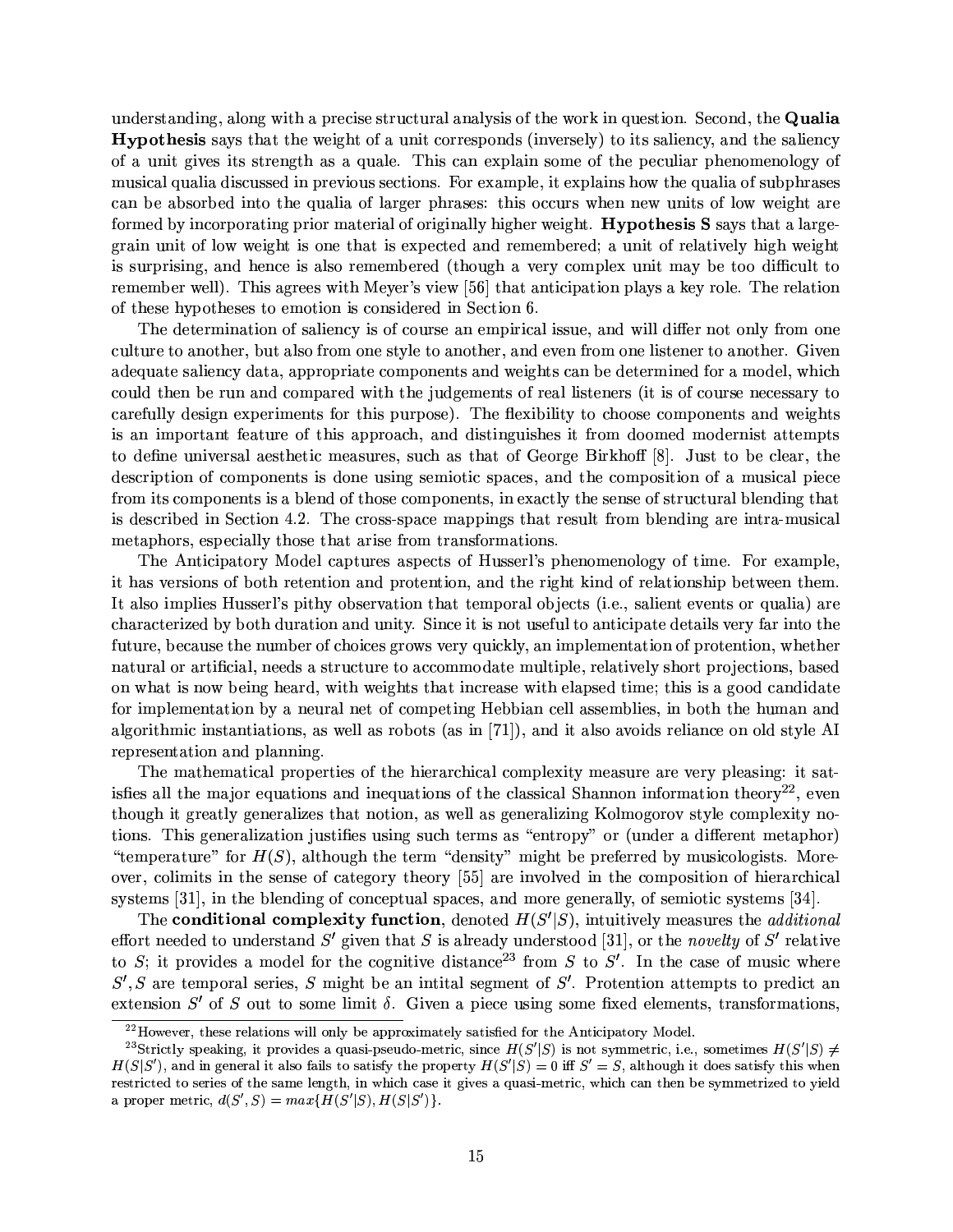understanding, along with a precise structural analysis of the work in question. Second, the **Qualia Hypothesis** says that the weight of a unit corresponds (inversely) to its saliency, and the saliency of a unit gives its strength as a quale. This can explain some of the peculiar phenomenology of musical qualia discussed in previous sections. For example, it explains how the qualia of subphrases can be absorbed into the qualia of larger phrases: this occurs when new units of low weight are formed by incorporating prior material of originally higher weight. **Hypothesis S** says that a large-grain unit of low weight is one that is expected and remembered; a unit of relatively high weight is surprising, and hence is also remembered (though a very complex unit may be too difficult to remember well). This agrees with Meyer's view [56] that anticipation plays a key role. The relation of these hypotheses to emotion is considered in Section 6.

The determination of saliency is of course an empirical issue, and will differ not only from one culture to another, but also from one style to another, and even from one listener to another. Given adequate saliency data, appropriate components and weights can be determined for a model, which could then be run and compared with the judgements of real listeners (it is of course necessary to carefully design experiments for this purpose). The flexibility to choose components and weights is an important feature of this approach, and distinguishes it from doomed modernist attempts to define universal aesthetic measures, such as that of George Birkhoff [8]. Just to be clear, the description of components is done using semiotic spaces, and the composition of a musical piece from its components is a blend of those components, in exactly the sense of structural blending that is described in Section 4.2. The cross-space mappings that result from blending are intra-musical metaphors, especially those that arise from transformations.

The Anticipatory Model captures aspects of Husserl's phenomenology of time. For example, it has versions of both retention and protention, and the right kind of relationship between them. It also implies Husserl's pithy observation that temporal objects (i.e., salient events or qualia) are characterized by both duration and unity. Since it is not useful to anticipate details very far into the future, because the number of choices grows very quickly, an implementation of protention, whether natural or artificial, needs a structure to accommodate multiple, relatively short projections, based on what is now being heard, with weights that increase with elapsed time; this is a good candidate for implementation by a neural net of competing Hebbian cell assemblies, in both the human and algorithmic instantiations, as well as robots (as in [71]), and it also avoids reliance on old style AI representation and planning.

The mathematical properties of the hierarchical complexity measure are very pleasing: it satisfies all the major equations and inequations of the classical Shannon information theory[22], even though it greatly generalizes that notion, as well as generalizing Kolmogorov style complexity notions. This generalization justifies using such terms as "entropy" or (under a different metaphor) "temperature" for $H(S)$, although the term "density" might be preferred by musicologists. Moreover, colimits in the sense of category theory [55] are involved in the composition of hierarchical systems [31], in the blending of conceptual spaces, and more generally, of semiotic systems [34].

The **conditional complexity function**, denoted $H(S'|S)$, intuitively measures the *additional* effort needed to understand $S'$ given that $S$ is already understood [31], or the *novelty* of $S'$ relative to $S$; it provides a model for the cognitive distance[23] from $S$ to $S'$. In the case of music where $S', S$ are temporal series, $S$ might be an intital segment of $S'$. Protention attempts to predict an extension $S'$ of $S$ out to some limit $\delta$. Given a piece using some fixed elements, transformations,

[22] However, these relations will only be approximately satisfied for the Anticipatory Model.

[23] Strictly speaking, it provides a quasi-pseudo-metric, since $H(S'|S)$ is not symmetric, i.e., sometimes $H(S'|S) \neq H(S|S')$, and in general it also fails to satisfy the property $H(S'|S) = 0$ iff $S' = S$, although it does satisfy this when restricted to series of the same length, in which case it gives a quasi-metric, which can then be symmetrized to yield a proper metric, $d(S', S) = max\{H(S'|S), H(S|S')\}$.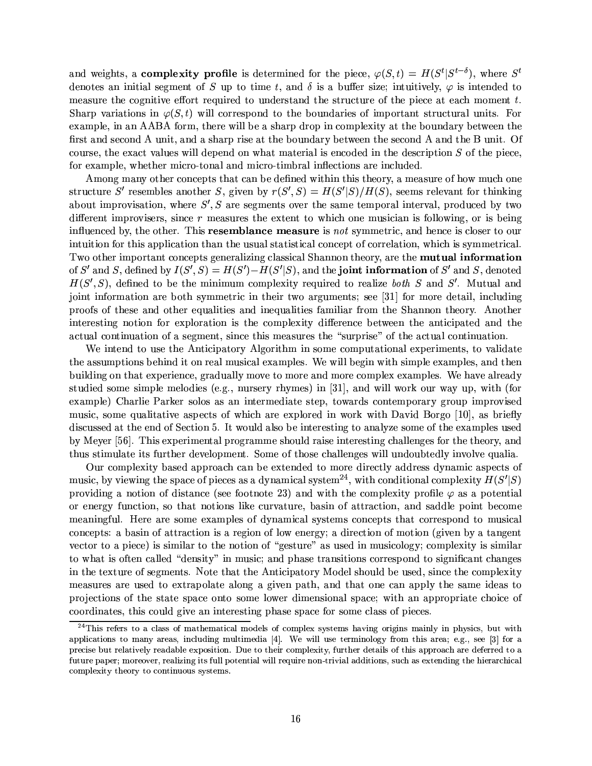and weights, a **complexity profile** is determined for the piece, $\varphi(S,t) = H(S^t | S^{t-\delta})$, where $S^t$ denotes an initial segment of $S$ up to time $t$, and $\delta$ is a buffer size; intuitively, $\varphi$ is intended to measure the cognitive effort required to understand the structure of the piece at each moment $t$. Sharp variations in $\varphi(S,t)$ will correspond to the boundaries of important structural units. For example, in an AABA form, there will be a sharp drop in complexity at the boundary between the first and second A unit, and a sharp rise at the boundary between the second A and the B unit. Of course, the exact values will depend on what material is encoded in the description $S$ of the piece, for example, whether micro-tonal and micro-timbral inflections are included.

Among many other concepts that can be defined within this theory, a measure of how much one structure $S'$ resembles another $S$, given by $r(S', S) = H(S'|S)/H(S)$, seems relevant for thinking about improvisation, where $S', S$ are segments over the same temporal interval, produced by two different improvisers, since $r$ measures the extent to which one musician is following, or is being influenced by, the other. This **resemblance measure** is *not* symmetric, and hence is closer to our intuition for this application than the usual statistical concept of correlation, which is symmetrical. Two other important concepts generalizing classical Shannon theory, are the **mutual information** of $S'$ and $S$, defined by $I(S', S) = H(S') - H(S'|S)$, and the **joint information** of $S'$ and $S$, denoted $H(S', S)$, defined to be the minimum complexity required to realize *both* $S$ and $S'$. Mutual and joint information are both symmetric in their two arguments; see [31] for more detail, including proofs of these and other equalities and inequalities familiar from the Shannon theory. Another interesting notion for exploration is the complexity difference between the anticipated and the actual continuation of a segment, since this measures the "surprise" of the actual continuation.

We intend to use the Anticipatory Algorithm in some computational experiments, to validate the assumptions behind it on real musical examples. We will begin with simple examples, and then building on that experience, gradually move to more and more complex examples. We have already studied some simple melodies (e.g., nursery rhymes) in [31], and will work our way up, with (for example) Charlie Parker solos as an intermediate step, towards contemporary group improvised music, some qualitative aspects of which are explored in work with David Borgo [10], as briefly discussed at the end of Section 5. It would also be interesting to analyze some of the examples used by Meyer [56]. This experimental programme should raise interesting challenges for the theory, and thus stimulate its further development. Some of those challenges will undoubtedly involve qualia.

Our complexity based approach can be extended to more directly address dynamic aspects of music, by viewing the space of pieces as a dynamical system[24], with conditional complexity $H(S'|S)$ providing a notion of distance (see footnote 23) and with the complexity profile $\varphi$ as a potential or energy function, so that notions like curvature, basin of attraction, and saddle point become meaningful. Here are some examples of dynamical systems concepts that correspond to musical concepts: a basin of attraction is a region of low energy; a direction of motion (given by a tangent vector to a piece) is similar to the notion of "gesture" as used in musicology; complexity is similar to what is often called "density" in music; and phase transitions correspond to significant changes in the texture of segments. Note that the Anticipatory Model should be used, since the complexity measures are used to extrapolate along a given path, and that one can apply the same ideas to projections of the state space onto some lower dimensional space; with an appropriate choice of coordinates, this could give an interesting phase space for some class of pieces.

[24] This refers to a class of mathematical models of complex systems having origins mainly in physics, but with applications to many areas, including multimedia [4]. We will use terminology from this area; e.g., see [3] for a precise but relatively readable exposition. Due to their complexity, further details of this approach are deferred to a future paper; moreover, realizing its full potential will require non-trivial additions, such as extending the hierarchical complexity theory to continuous systems.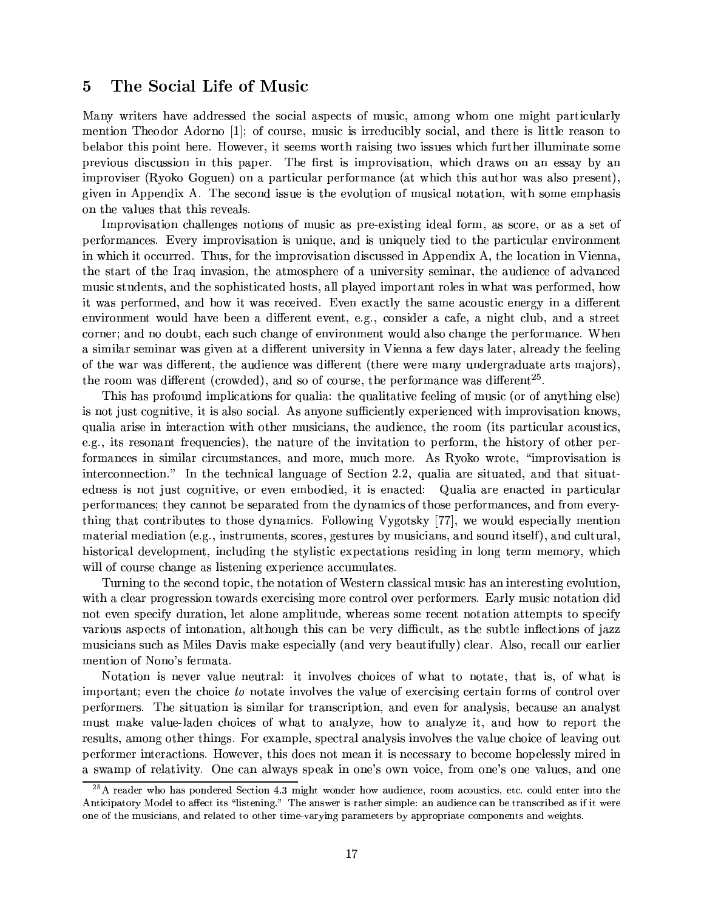## 5 The Social Life of Music

Many writers have addressed the social aspects of music, among whom one might particularly mention Theodor Adorno [1]; of course, music is irreducibly social, and there is little reason to belabor this point here. However, it seems worth raising two issues which further illuminate some previous discussion in this paper. The first is improvisation, which draws on an essay by an improviser (Ryoko Goguen) on a particular performance (at which this author was also present), given in Appendix A. The second issue is the evolution of musical notation, with some emphasis on the values that this reveals.

Improvisation challenges notions of music as pre-existing ideal form, as score, or as a set of performances. Every improvisation is unique, and is uniquely tied to the particular environment in which it occurred. Thus, for the improvisation discussed in Appendix A, the location in Vienna, the start of the Iraq invasion, the atmosphere of a university seminar, the audience of advanced music students, and the sophisticated hosts, all played important roles in what was performed, how it was performed, and how it was received. Even exactly the same acoustic energy in a different environment would have been a different event, e.g., consider a cafe, a night club, and a street corner; and no doubt, each such change of environment would also change the performance. When a similar seminar was given at a different university in Vienna a few days later, already the feeling of the war was different, the audience was different (there were many undergraduate arts majors), the room was different (crowded), and so of course, the performance was different[25].

This has profound implications for qualia: the qualitative feeling of music (or of anything else) is not just cognitive, it is also social. As anyone sufficiently experienced with improvisation knows, qualia arise in interaction with other musicians, the audience, the room (its particular acoustics, e.g., its resonant frequencies), the nature of the invitation to perform, the history of other performances in similar circumstances, and more, much more. As Ryoko wrote, "improvisation is interconnection." In the technical language of Section 2.2, qualia are situated, and that situatedness is not just cognitive, or even embodied, it is enacted: Qualia are enacted in particular performances; they cannot be separated from the dynamics of those performances, and from everything that contributes to those dynamics. Following Vygotsky [77], we would especially mention material mediation (e.g., instruments, scores, gestures by musicians, and sound itself), and cultural, historical development, including the stylistic expectations residing in long term memory, which will of course change as listening experience accumulates.

Turning to the second topic, the notation of Western classical music has an interesting evolution, with a clear progression towards exercising more control over performers. Early music notation did not even specify duration, let alone amplitude, whereas some recent notation attempts to specify various aspects of intonation, although this can be very difficult, as the subtle inflections of jazz musicians such as Miles Davis make especially (and very beautifully) clear. Also, recall our earlier mention of Nono's fermata.

Notation is never value neutral: it involves choices of what to notate, that is, of what is important; even the choice *to* notate involves the value of exercising certain forms of control over performers. The situation is similar for transcription, and even for analysis, because an analyst must make value-laden choices of what to analyze, how to analyze it, and how to report the results, among other things. For example, spectral analysis involves the value choice of leaving out performer interactions. However, this does not mean it is necessary to become hopelessly mired in a swamp of relativity. One can always speak in one's own voice, from one's one values, and one

[25] A reader who has pondered Section 4.3 might wonder how audience, room acoustics, etc. could enter into the Anticipatory Model to affect its "listening." The answer is rather simple: an audience can be transcribed as if it were one of the musicians, and related to other time-varying parameters by appropriate components and weights.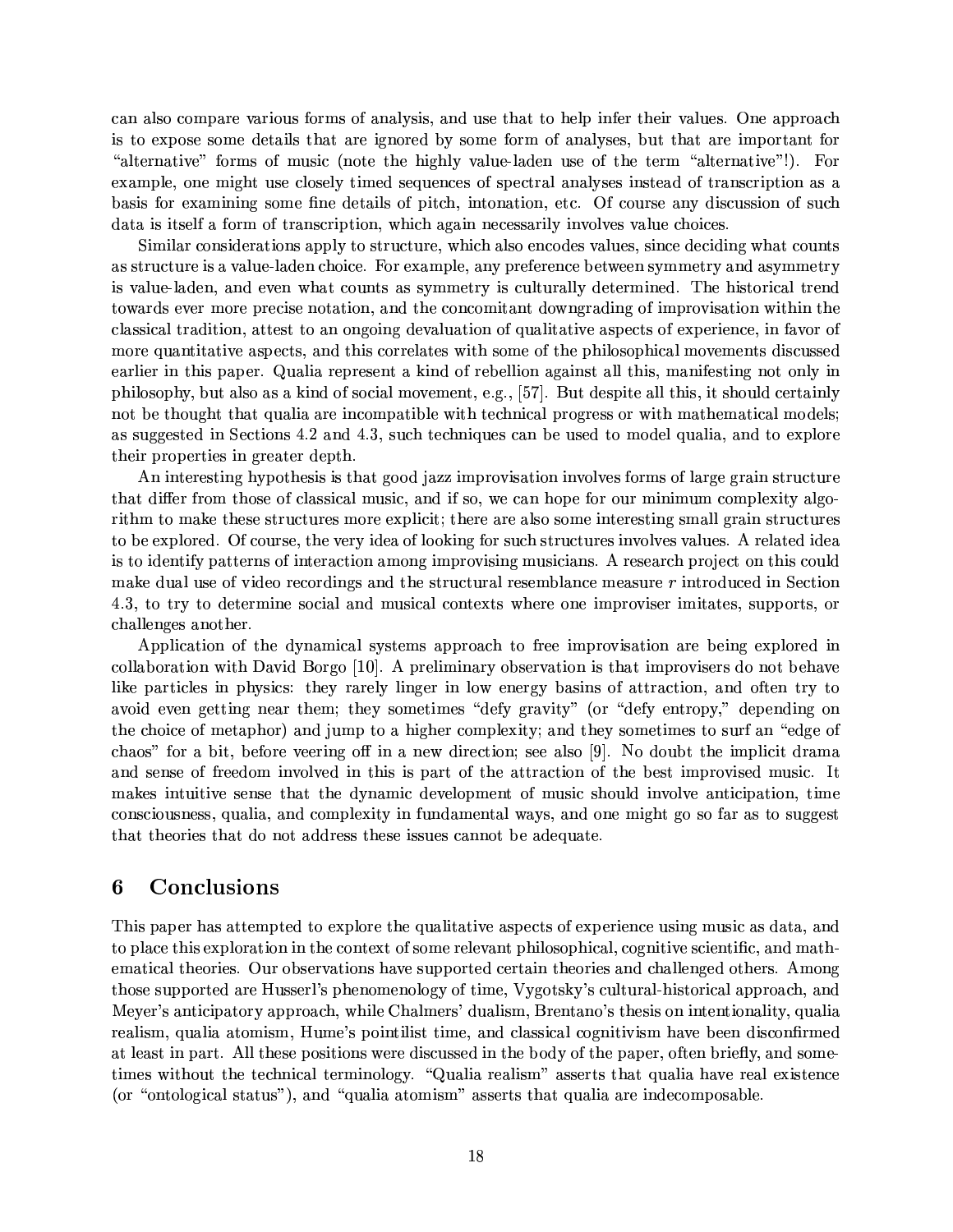can also compare various forms of analysis, and use that to help infer their values. One approach is to expose some details that are ignored by some form of analyses, but that are important for "alternative" forms of music (note the highly value-laden use of the term "alternative"!). For example, one might use closely timed sequences of spectral analyses instead of transcription as a basis for examining some fine details of pitch, intonation, etc. Of course any discussion of such data is itself a form of transcription, which again necessarily involves value choices.

Similar considerations apply to structure, which also encodes values, since deciding what counts as structure is a value-laden choice. For example, any preference between symmetry and asymmetry is value-laden, and even what counts as symmetry is culturally determined. The historical trend towards ever more precise notation, and the concomitant downgrading of improvisation within the classical tradition, attest to an ongoing devaluation of qualitative aspects of experience, in favor of more quantitative aspects, and this correlates with some of the philosophical movements discussed earlier in this paper. Qualia represent a kind of rebellion against all this, manifesting not only in philosophy, but also as a kind of social movement, e.g., [57]. But despite all this, it should certainly not be thought that qualia are incompatible with technical progress or with mathematical models; as suggested in Sections 4.2 and 4.3, such techniques can be used to model qualia, and to explore their properties in greater depth.

An interesting hypothesis is that good jazz improvisation involves forms of large grain structure that differ from those of classical music, and if so, we can hope for our minimum complexity algorithm to make these structures more explicit; there are also some interesting small grain structures to be explored. Of course, the very idea of looking for such structures involves values. A related idea is to identify patterns of interaction among improvising musicians. A research project on this could make dual use of video recordings and the structural resemblance measure $r$ introduced in Section 4.3, to try to determine social and musical contexts where one improviser imitates, supports, or challenges another.

Application of the dynamical systems approach to free improvisation are being explored in collaboration with David Borgo [10]. A preliminary observation is that improvisers do not behave like particles in physics: they rarely linger in low energy basins of attraction, and often try to avoid even getting near them; they sometimes "defy gravity" (or "defy entropy," depending on the choice of metaphor) and jump to a higher complexity; and they sometimes to surf an "edge of chaos" for a bit, before veering off in a new direction; see also [9]. No doubt the implicit drama and sense of freedom involved in this is part of the attraction of the best improvised music. It makes intuitive sense that the dynamic development of music should involve anticipation, time consciousness, qualia, and complexity in fundamental ways, and one might go so far as to suggest that theories that do not address these issues cannot be adequate.

## 6 Conclusions

This paper has attempted to explore the qualitative aspects of experience using music as data, and to place this exploration in the context of some relevant philosophical, cognitive scientific, and mathematical theories. Our observations have supported certain theories and challenged others. Among those supported are Husserl's phenomenology of time, Vygotsky's cultural-historical approach, and Meyer's anticipatory approach, while Chalmers' dualism, Brentano's thesis on intentionality, qualia realism, qualia atomism, Hume's pointilist time, and classical cognitivism have been disconfirmed at least in part. All these positions were discussed in the body of the paper, often briefly, and sometimes without the technical terminology. "Qualia realism" asserts that qualia have real existence (or "ontological status"), and "qualia atomism" asserts that qualia are indecomposable.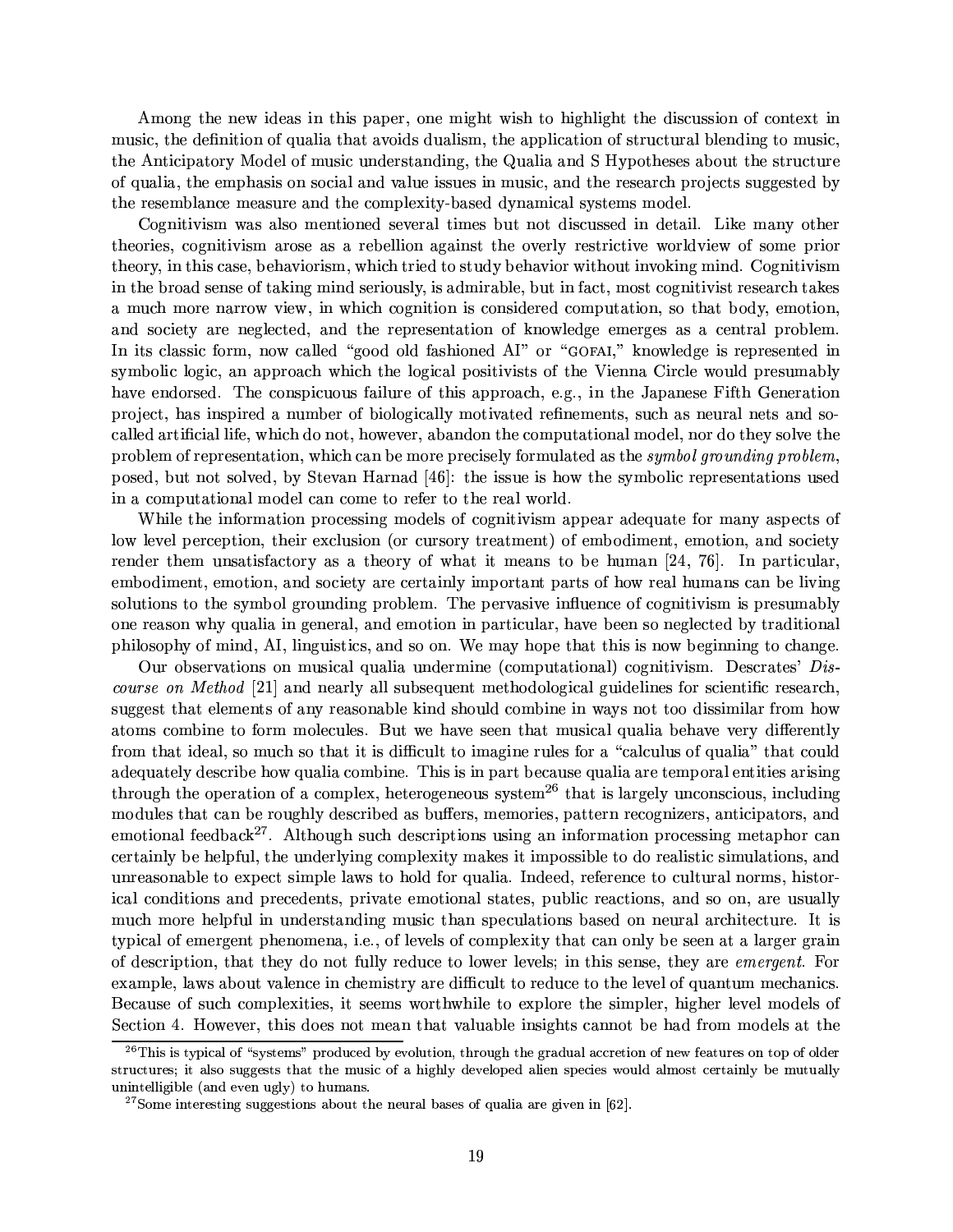Among the new ideas in this paper, one might wish to highlight the discussion of context in music, the definition of qualia that avoids dualism, the application of structural blending to music, the Anticipatory Model of music understanding, the Qualia and S Hypotheses about the structure of qualia, the emphasis on social and value issues in music, and the research projects suggested by the resemblance measure and the complexity-based dynamical systems model.

Cognitivism was also mentioned several times but not discussed in detail. Like many other theories, cognitivism arose as a rebellion against the overly restrictive worldview of some prior theory, in this case, behaviorism, which tried to study behavior without invoking mind. Cognitivism in the broad sense of taking mind seriously, is admirable, but in fact, most cognitivist research takes a much more narrow view, in which cognition is considered computation, so that body, emotion, and society are neglected, and the representation of knowledge emerges as a central problem. In its classic form, now called "good old fashioned AI" or "GOFAI," knowledge is represented in symbolic logic, an approach which the logical positivists of the Vienna Circle would presumably have endorsed. The conspicuous failure of this approach, e.g., in the Japanese Fifth Generation project, has inspired a number of biologically motivated refinements, such as neural nets and so-called artificial life, which do not, however, abandon the computational model, nor do they solve the problem of representation, which can be more precisely formulated as the *symbol grounding problem*, posed, but not solved, by Stevan Harnad [46]: the issue is how the symbolic representations used in a computational model can come to refer to the real world.

While the information processing models of cognitivism appear adequate for many aspects of low level perception, their exclusion (or cursory treatment) of embodiment, emotion, and society render them unsatisfactory as a theory of what it means to be human [24, 76]. In particular, embodiment, emotion, and society are certainly important parts of how real humans can be living solutions to the symbol grounding problem. The pervasive influence of cognitivism is presumably one reason why qualia in general, and emotion in particular, have been so neglected by traditional philosophy of mind, AI, linguistics, and so on. We may hope that this is now beginning to change.

Our observations on musical qualia undermine (computational) cognitivism. Descrates' *Discourse on Method* [21] and nearly all subsequent methodological guidelines for scientific research, suggest that elements of any reasonable kind should combine in ways not too dissimilar from how atoms combine to form molecules. But we have seen that musical qualia behave very differently from that ideal, so much so that it is difficult to imagine rules for a "calculus of qualia" that could adequately describe how qualia combine. This is in part because qualia are temporal entities arising through the operation of a complex, heterogeneous system[26] that is largely unconscious, including modules that can be roughly described as buffers, memories, pattern recognizers, anticipators, and emotional feedback[27]. Although such descriptions using an information processing metaphor can certainly be helpful, the underlying complexity makes it impossible to do realistic simulations, and unreasonable to expect simple laws to hold for qualia. Indeed, reference to cultural norms, historical conditions and precedents, private emotional states, public reactions, and so on, are usually much more helpful in understanding music than speculations based on neural architecture. It is typical of emergent phenomena, i.e., of levels of complexity that can only be seen at a larger grain of description, that they do not fully reduce to lower levels; in this sense, they are *emergent*. For example, laws about valence in chemistry are difficult to reduce to the level of quantum mechanics. Because of such complexities, it seems worthwhile to explore the simpler, higher level models of Section 4. However, this does not mean that valuable insights cannot be had from models at the

[26] This is typical of "systems" produced by evolution, through the gradual accretion of new features on top of older structures; it also suggests that the music of a highly developed alien species would almost certainly be mutually unintelligible (and even ugly) to humans.

[27] Some interesting suggestions about the neural bases of qualia are given in [62].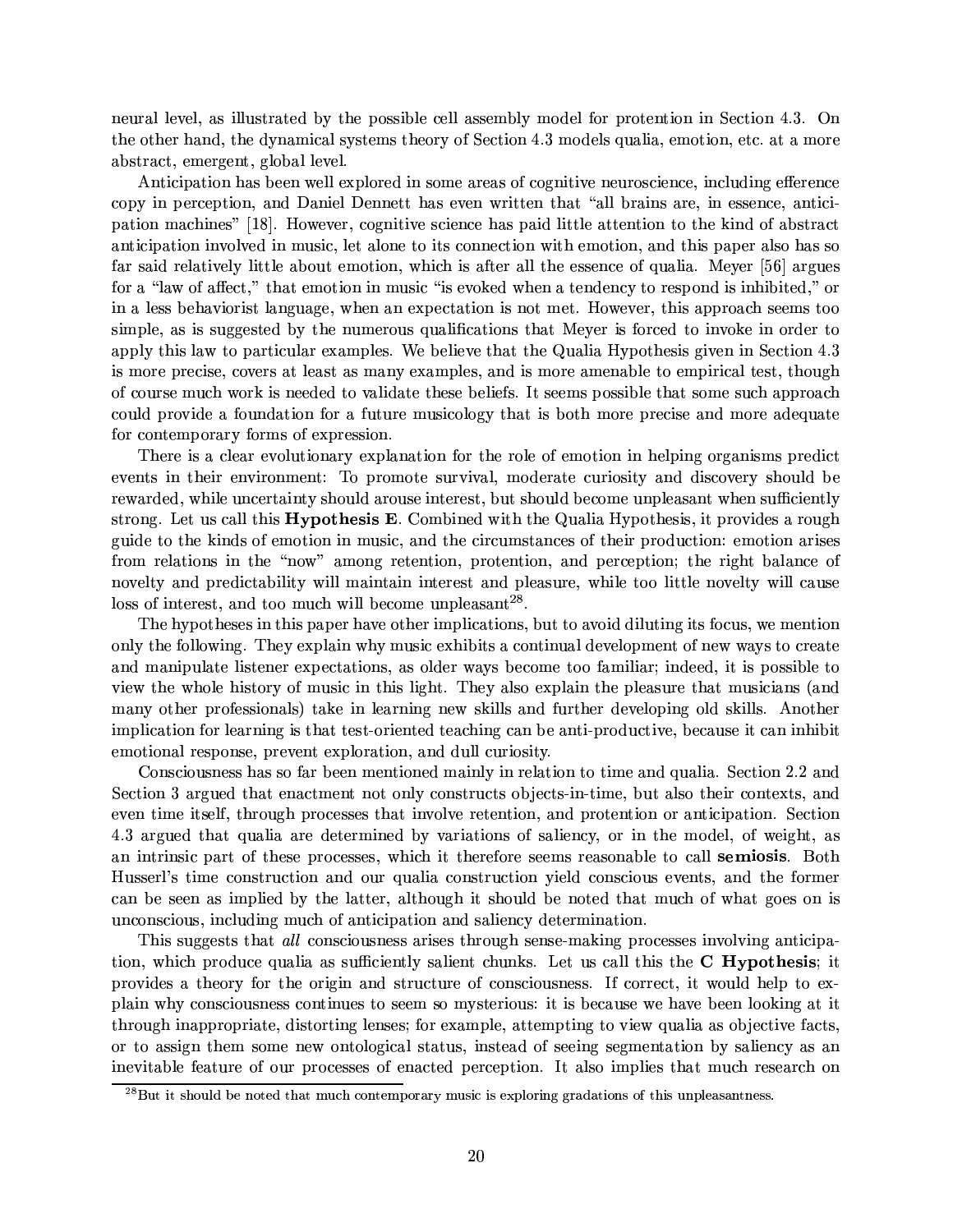neural level, as illustrated by the possible cell assembly model for protention in Section 4.3. On the other hand, the dynamical systems theory of Section 4.3 models qualia, emotion, etc. at a more abstract, emergent, global level.

Anticipation has been well explored in some areas of cognitive neuroscience, including efference copy in perception, and Daniel Dennett has even written that "all brains are, in essence, anticipation machines" [18]. However, cognitive science has paid little attention to the kind of abstract anticipation involved in music, let alone to its connection with emotion, and this paper also has so far said relatively little about emotion, which is after all the essence of qualia. Meyer [56] argues for a "law of affect," that emotion in music "is evoked when a tendency to respond is inhibited," or in a less behaviorist language, when an expectation is not met. However, this approach seems too simple, as is suggested by the numerous qualifications that Meyer is forced to invoke in order to apply this law to particular examples. We believe that the Qualia Hypothesis given in Section 4.3 is more precise, covers at least as many examples, and is more amenable to empirical test, though of course much work is needed to validate these beliefs. It seems possible that some such approach could provide a foundation for a future musicology that is both more precise and more adequate for contemporary forms of expression.

There is a clear evolutionary explanation for the role of emotion in helping organisms predict events in their environment: To promote survival, moderate curiosity and discovery should be rewarded, while uncertainty should arouse interest, but should become unpleasant when sufficiently strong. Let us call this **Hypothesis E**. Combined with the Qualia Hypothesis, it provides a rough guide to the kinds of emotion in music, and the circumstances of their production: emotion arises from relations in the "now" among retention, protention, and perception; the right balance of novelty and predictability will maintain interest and pleasure, while too little novelty will cause loss of interest, and too much will become unpleasant[28].

The hypotheses in this paper have other implications, but to avoid diluting its focus, we mention only the following. They explain why music exhibits a continual development of new ways to create and manipulate listener expectations, as older ways become too familiar; indeed, it is possible to view the whole history of music in this light. They also explain the pleasure that musicians (and many other professionals) take in learning new skills and further developing old skills. Another implication for learning is that test-oriented teaching can be anti-productive, because it can inhibit emotional response, prevent exploration, and dull curiosity.

Consciousness has so far been mentioned mainly in relation to time and qualia. Section 2.2 and Section 3 argued that enactment not only constructs objects-in-time, but also their contexts, and even time itself, through processes that involve retention, and protention or anticipation. Section 4.3 argued that qualia are determined by variations of saliency, or in the model, of weight, as an intrinsic part of these processes, which it therefore seems reasonable to call **semiosis**. Both Husserl's time construction and our qualia construction yield conscious events, and the former can be seen as implied by the latter, although it should be noted that much of what goes on is unconscious, including much of anticipation and saliency determination.

This suggests that *all* consciousness arises through sense-making processes involving anticipation, which produce qualia as sufficiently salient chunks. Let us call this the **C Hypothesis**; it provides a theory for the origin and structure of consciousness. If correct, it would help to explain why consciousness continues to seem so mysterious: it is because we have been looking at it through inappropriate, distorting lenses; for example, attempting to view qualia as objective facts, or to assign them some new ontological status, instead of seeing segmentation by saliency as an inevitable feature of our processes of enacted perception. It also implies that much research on

[28] But it should be noted that much contemporary music is exploring gradations of this unpleasantness.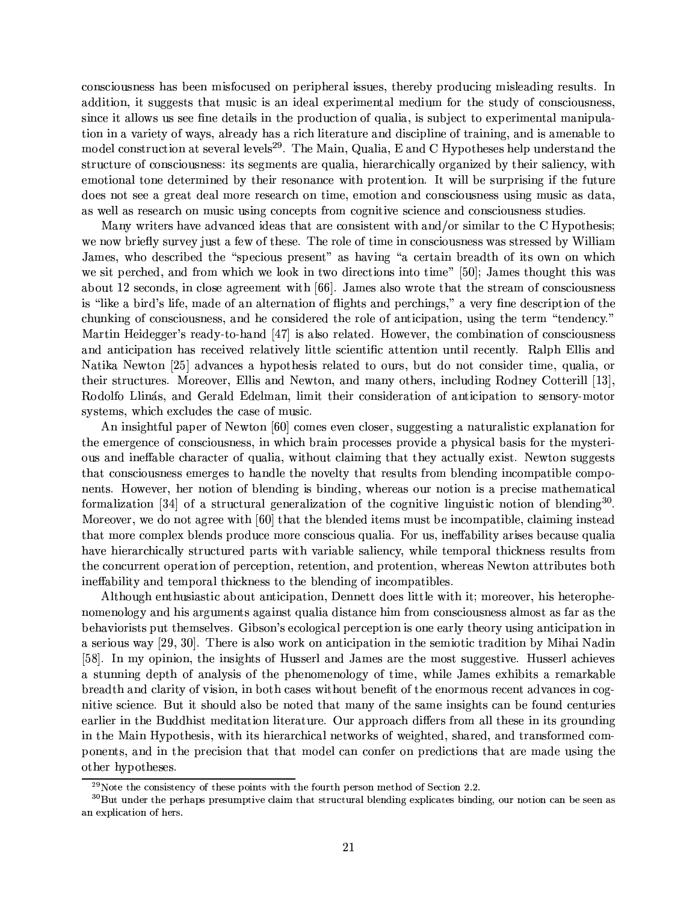consciousness has been misfocused on peripheral issues, thereby producing misleading results. In addition, it suggests that music is an ideal experimental medium for the study of consciousness, since it allows us see fine details in the production of qualia, is subject to experimental manipulation in a variety of ways, already has a rich literature and discipline of training, and is amenable to model construction at several levels[29]. The Main, Qualia, E and C Hypotheses help understand the structure of consciousness: its segments are qualia, hierarchically organized by their saliency, with emotional tone determined by their resonance with protention. It will be surprising if the future does not see a great deal more research on time, emotion and consciousness using music as data, as well as research on music using concepts from cognitive science and consciousness studies.

Many writers have advanced ideas that are consistent with and/or similar to the C Hypothesis; we now briefly survey just a few of these. The role of time in consciousness was stressed by William James, who described the "specious present" as having "a certain breadth of its own on which we sit perched, and from which we look in two directions into time" [50]; James thought this was about 12 seconds, in close agreement with [66]. James also wrote that the stream of consciousness is "like a bird's life, made of an alternation of flights and perchings," a very fine description of the chunking of consciousness, and he considered the role of anticipation, using the term "tendency." Martin Heidegger's ready-to-hand [47] is also related. However, the combination of consciousness and anticipation has received relatively little scientific attention until recently. Ralph Ellis and Natika Newton [25] advances a hypothesis related to ours, but do not consider time, qualia, or their structures. Moreover, Ellis and Newton, and many others, including Rodney Cotterill [13], Rodolfo Llinás, and Gerald Edelman, limit their consideration of anticipation to sensory-motor systems, which excludes the case of music.

An insightful paper of Newton [60] comes even closer, suggesting a naturalistic explanation for the emergence of consciousness, in which brain processes provide a physical basis for the mysterious and ineffable character of qualia, without claiming that they actually exist. Newton suggests that consciousness emerges to handle the novelty that results from blending incompatible components. However, her notion of blending is binding, whereas our notion is a precise mathematical formalization [34] of a structural generalization of the cognitive linguistic notion of blending[30]. Moreover, we do not agree with [60] that the blended items must be incompatible, claiming instead that more complex blends produce more conscious qualia. For us, ineffability arises because qualia have hierarchically structured parts with variable saliency, while temporal thickness results from the concurrent operation of perception, retention, and protention, whereas Newton attributes both ineffability and temporal thickness to the blending of incompatibles.

Although enthusiastic about anticipation, Dennett does little with it; moreover, his heterophenomenology and his arguments against qualia distance him from consciousness almost as far as the behaviorists put themselves. Gibson's ecological perception is one early theory using anticipation in a serious way [29, 30]. There is also work on anticipation in the semiotic tradition by Mihai Nadin [58]. In my opinion, the insights of Husserl and James are the most suggestive. Husserl achieves a stunning depth of analysis of the phenomenology of time, while James exhibits a remarkable breadth and clarity of vision, in both cases without benefit of the enormous recent advances in cognitive science. But it should also be noted that many of the same insights can be found centuries earlier in the Buddhist meditation literature. Our approach differs from all these in its grounding in the Main Hypothesis, with its hierarchical networks of weighted, shared, and transformed components, and in the precision that that model can confer on predictions that are made using the other hypotheses.

[29] Note the consistency of these points with the fourth person method of Section 2.2.

[30] But under the perhaps presumptive claim that structural blending explicates binding, our notion can be seen as an explication of hers.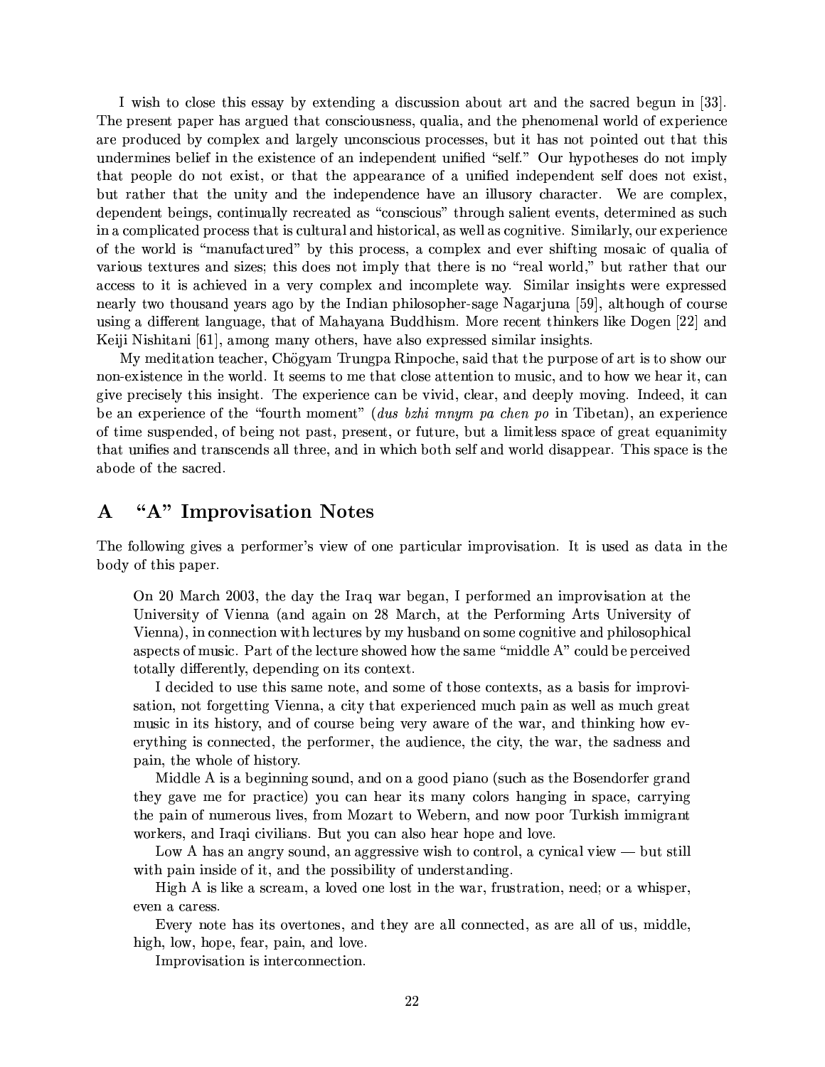I wish to close this essay by extending a discussion about art and the sacred begun in [33]. The present paper has argued that consciousness, qualia, and the phenomenal world of experience are produced by complex and largely unconscious processes, but it has not pointed out that this undermines belief in the existence of an independent unified "self." Our hypotheses do not imply that people do not exist, or that the appearance of a unified independent self does not exist, but rather that the unity and the independence have an illusory character. We are complex, dependent beings, continually recreated as "conscious" through salient events, determined as such in a complicated process that is cultural and historical, as well as cognitive. Similarly, our experience of the world is "manufactured" by this process, a complex and ever shifting mosaic of qualia of various textures and sizes; this does not imply that there is no "real world," but rather that our access to it is achieved in a very complex and incomplete way. Similar insights were expressed nearly two thousand years ago by the Indian philosopher-sage Nagarjuna [59], although of course using a different language, that of Mahayana Buddhism. More recent thinkers like Dogen [22] and Keiji Nishitani [61], among many others, have also expressed similar insights.

My meditation teacher, Chögyam Trungpa Rinpoche, said that the purpose of art is to show our non-existence in the world. It seems to me that close attention to music, and to how we hear it, can give precisely this insight. The experience can be vivid, clear, and deeply moving. Indeed, it can be an experience of the "fourth moment" (*dus bzhi mnym pa chen po* in Tibetan), an experience of time suspended, of being not past, present, or future, but a limitless space of great equanimity that unifies and transcends all three, and in which both self and world disappear. This space is the abode of the sacred.

## A "A" Improvisation Notes

The following gives a performer's view of one particular improvisation. It is used as data in the body of this paper.

> On 20 March 2003, the day the Iraq war began, I performed an improvisation at the University of Vienna (and again on 28 March, at the Performing Arts University of Vienna), in connection with lectures by my husband on some cognitive and philosophical aspects of music. Part of the lecture showed how the same "middle A" could be perceived totally differently, depending on its context.
>
> I decided to use this same note, and some of those contexts, as a basis for improvisation, not forgetting Vienna, a city that experienced much pain as well as much great music in its history, and of course being very aware of the war, and thinking how everything is connected, the performer, the audience, the city, the war, the sadness and pain, the whole of history.
>
> Middle A is a beginning sound, and on a good piano (such as the Bosendorfer grand they gave me for practice) you can hear its many colors hanging in space, carrying the pain of numerous lives, from Mozart to Webern, and now poor Turkish immigrant workers, and Iraqi civilians. But you can also hear hope and love.
>
> Low A has an angry sound, an aggressive wish to control, a cynical view — but still with pain inside of it, and the possibility of understanding.
>
> High A is like a scream, a loved one lost in the war, frustration, need; or a whisper, even a caress.
>
> Every note has its overtones, and they are all connected, as are all of us, middle, high, low, hope, fear, pain, and love.
>
> Improvisation is interconnection.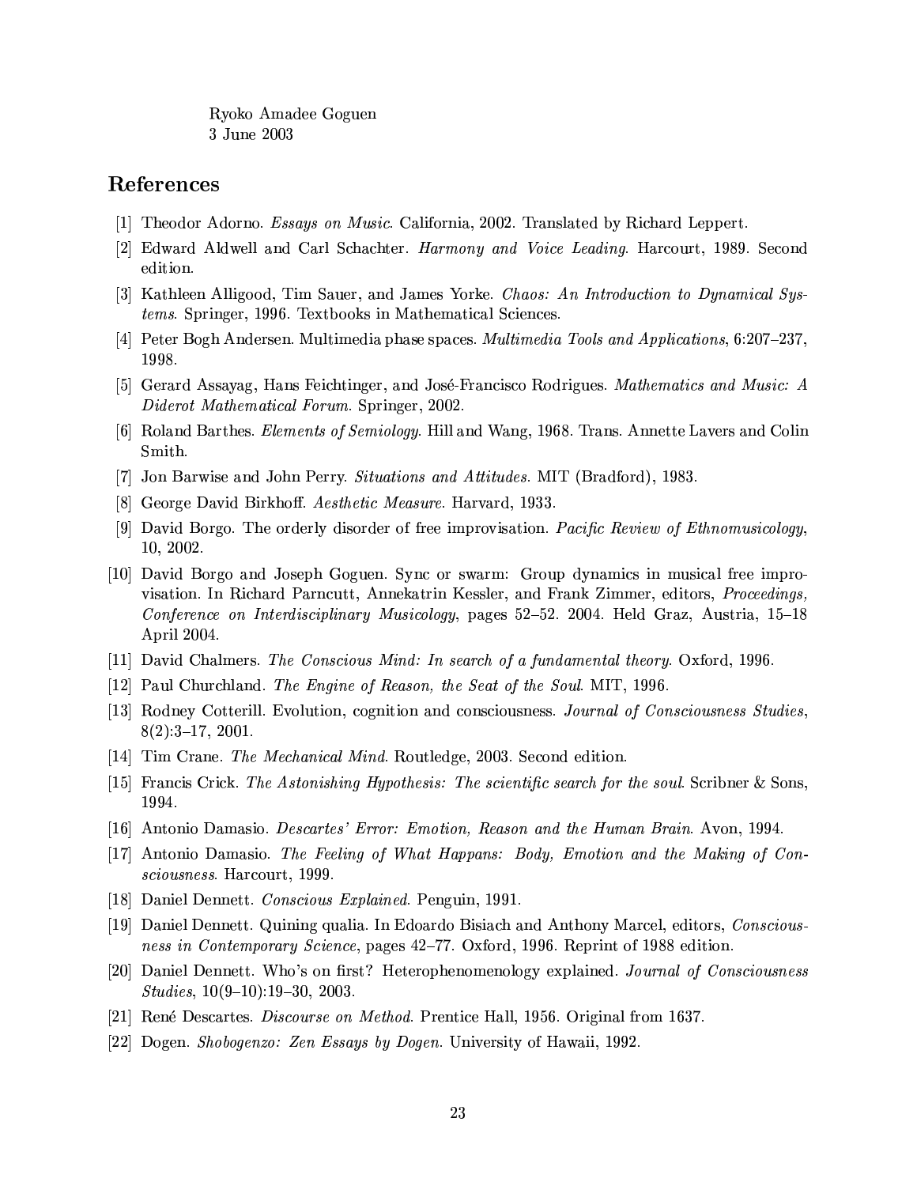Ryoko Amadee Goguen
3 June 2003

## References

[1] Theodor Adorno. *Essays on Music*. California, 2002. Translated by Richard Leppert.

[2] Edward Aldwell and Carl Schachter. *Harmony and Voice Leading*. Harcourt, 1989. Second edition.

[3] Kathleen Alligood, Tim Sauer, and James Yorke. *Chaos: An Introduction to Dynamical Systems*. Springer, 1996. Textbooks in Mathematical Sciences.

[4] Peter Bogh Andersen. Multimedia phase spaces. *Multimedia Tools and Applications*, 6:207–237, 1998.

[5] Gerard Assayag, Hans Feichtinger, and José-Francisco Rodrigues. *Mathematics and Music: A Diderot Mathematical Forum*. Springer, 2002.

[6] Roland Barthes. *Elements of Semiology*. Hill and Wang, 1968. Trans. Annette Lavers and Colin Smith.

[7] Jon Barwise and John Perry. *Situations and Attitudes*. MIT (Bradford), 1983.

[8] George David Birkhoff. *Aesthetic Measure*. Harvard, 1933.

[9] David Borgo. The orderly disorder of free improvisation. *Pacific Review of Ethnomusicology*, 10, 2002.

[10] David Borgo and Joseph Goguen. Sync or swarm: Group dynamics in musical free improvisation. In Richard Parncutt, Annekatrin Kessler, and Frank Zimmer, editors, *Proceedings, Conference on Interdisciplinary Musicology*, pages 52–52. 2004. Held Graz, Austria, 15–18 April 2004.

[11] David Chalmers. *The Conscious Mind: In search of a fundamental theory*. Oxford, 1996.

[12] Paul Churchland. *The Engine of Reason, the Seat of the Soul*. MIT, 1996.

[13] Rodney Cotterill. Evolution, cognition and consciousness. *Journal of Consciousness Studies*, 8(2):3–17, 2001.

[14] Tim Crane. *The Mechanical Mind*. Routledge, 2003. Second edition.

[15] Francis Crick. *The Astonishing Hypothesis: The scientific search for the soul*. Scribner & Sons, 1994.

[16] Antonio Damasio. *Descartes' Error: Emotion, Reason and the Human Brain*. Avon, 1994.

[17] Antonio Damasio. *The Feeling of What Happans: Body, Emotion and the Making of Consciousness*. Harcourt, 1999.

[18] Daniel Dennett. *Conscious Explained*. Penguin, 1991.

[19] Daniel Dennett. Quining qualia. In Edoardo Bisiach and Anthony Marcel, editors, *Consciousness in Contemporary Science*, pages 42–77. Oxford, 1996. Reprint of 1988 edition.

[20] Daniel Dennett. Who's on first? Heterophenomenology explained. *Journal of Consciousness Studies*, 10(9–10):19–30, 2003.

[21] René Descartes. *Discourse on Method*. Prentice Hall, 1956. Original from 1637.

[22] Dogen. *Shobogenzo: Zen Essays by Dogen*. University of Hawaii, 1992.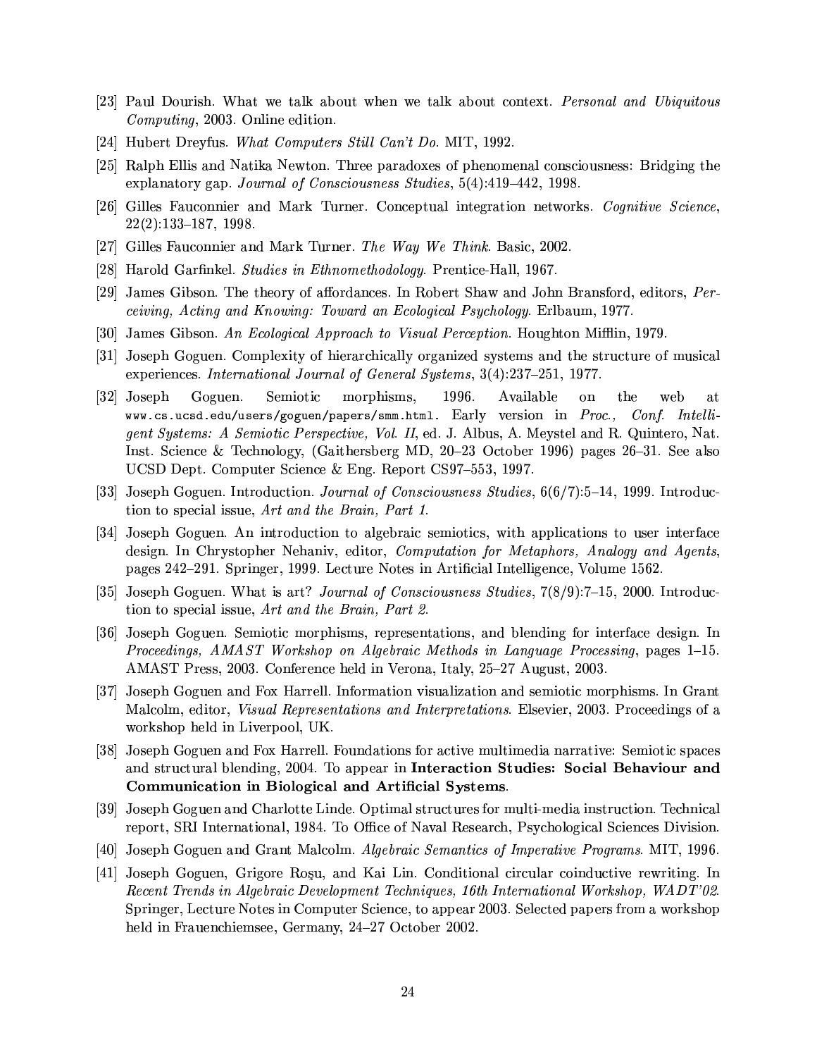[23] Paul Dourish. What we talk about when we talk about context. *Personal and Ubiquitous Computing*, 2003. Online edition.

[24] Hubert Dreyfus. *What Computers Still Can't Do*. MIT, 1992.

[25] Ralph Ellis and Natika Newton. Three paradoxes of phenomenal consciousness: Bridging the explanatory gap. *Journal of Consciousness Studies*, 5(4):419–442, 1998.

[26] Gilles Fauconnier and Mark Turner. Conceptual integration networks. *Cognitive Science*, 22(2):133–187, 1998.

[27] Gilles Fauconnier and Mark Turner. *The Way We Think*. Basic, 2002.

[28] Harold Garfinkel. *Studies in Ethnomethodology*. Prentice-Hall, 1967.

[29] James Gibson. The theory of affordances. In Robert Shaw and John Bransford, editors, *Perceiving, Acting and Knowing: Toward an Ecological Psychology*. Erlbaum, 1977.

[30] James Gibson. *An Ecological Approach to Visual Perception*. Houghton Mifflin, 1979.

[31] Joseph Goguen. Complexity of hierarchically organized systems and the structure of musical experiences. *International Journal of General Systems*, 3(4):237–251, 1977.

[32] Joseph Goguen. Semiotic morphisms, 1996. Available on the web at `www.cs.ucsd.edu/users/goguen/papers/smm.html`. Early version in *Proc., Conf. Intelligent Systems: A Semiotic Perspective, Vol. II*, ed. J. Albus, A. Meystel and R. Quintero, Nat. Inst. Science & Technology, (Gaithersberg MD, 20–23 October 1996) pages 26–31. See also UCSD Dept. Computer Science & Eng. Report CS97–553, 1997.

[33] Joseph Goguen. Introduction. *Journal of Consciousness Studies*, 6(6/7):5–14, 1999. Introduction to special issue, *Art and the Brain, Part 1*.

[34] Joseph Goguen. An introduction to algebraic semiotics, with applications to user interface design. In Chrystopher Nehaniv, editor, *Computation for Metaphors, Analogy and Agents*, pages 242–291. Springer, 1999. Lecture Notes in Artificial Intelligence, Volume 1562.

[35] Joseph Goguen. What is art? *Journal of Consciousness Studies*, 7(8/9):7–15, 2000. Introduction to special issue, *Art and the Brain, Part 2*.

[36] Joseph Goguen. Semiotic morphisms, representations, and blending for interface design. In *Proceedings, AMAST Workshop on Algebraic Methods in Language Processing*, pages 1–15. AMAST Press, 2003. Conference held in Verona, Italy, 25–27 August, 2003.

[37] Joseph Goguen and Fox Harrell. Information visualization and semiotic morphisms. In Grant Malcolm, editor, *Visual Representations and Interpretations*. Elsevier, 2003. Proceedings of a workshop held in Liverpool, UK.

[38] Joseph Goguen and Fox Harrell. Foundations for active multimedia narrative: Semiotic spaces and structural blending, 2004. To appear in **Interaction Studies: Social Behaviour and Communication in Biological and Artificial Systems**.

[39] Joseph Goguen and Charlotte Linde. Optimal structures for multi-media instruction. Technical report, SRI International, 1984. To Office of Naval Research, Psychological Sciences Division.

[40] Joseph Goguen and Grant Malcolm. *Algebraic Semantics of Imperative Programs*. MIT, 1996.

[41] Joseph Goguen, Grigore Roşu, and Kai Lin. Conditional circular coinductive rewriting. In *Recent Trends in Algebraic Development Techniques, 16th International Workshop, WADT'02*. Springer, Lecture Notes in Computer Science, to appear 2003. Selected papers from a workshop held in Frauenchiemsee, Germany, 24–27 October 2002.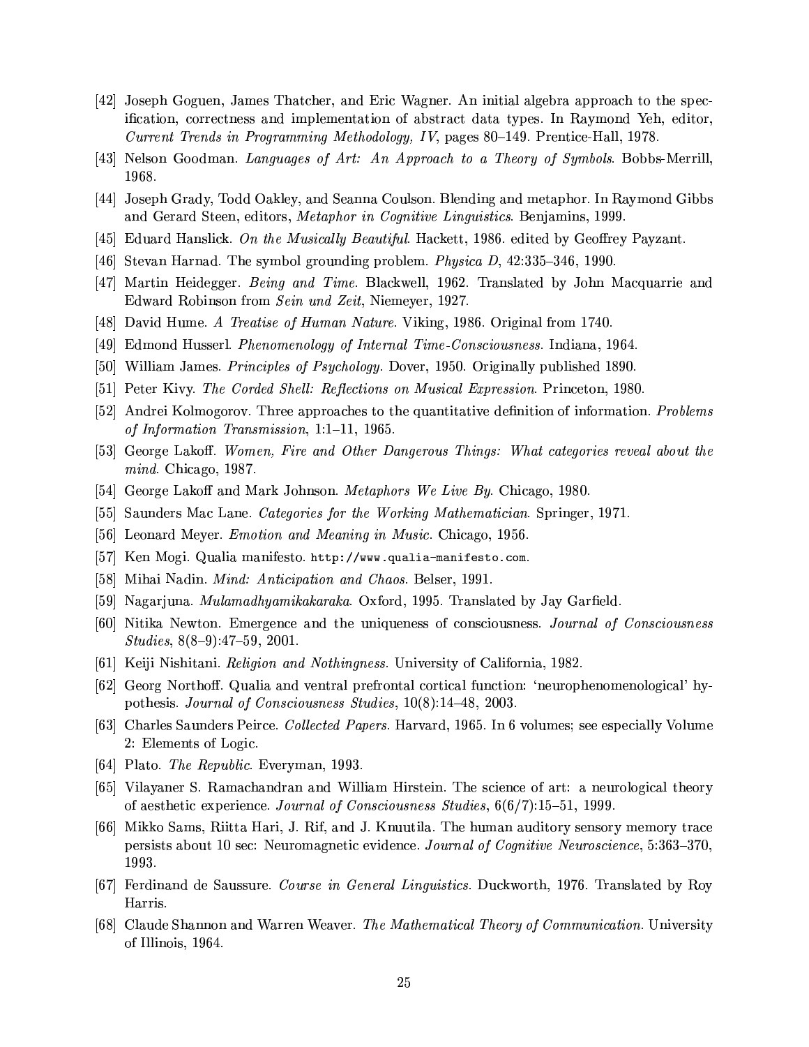[42] Joseph Goguen, James Thatcher, and Eric Wagner. An initial algebra approach to the specification, correctness and implementation of abstract data types. In Raymond Yeh, editor, *Current Trends in Programming Methodology, IV*, pages 80–149. Prentice-Hall, 1978.

[43] Nelson Goodman. *Languages of Art: An Approach to a Theory of Symbols*. Bobbs-Merrill, 1968.

[44] Joseph Grady, Todd Oakley, and Seanna Coulson. Blending and metaphor. In Raymond Gibbs and Gerard Steen, editors, *Metaphor in Cognitive Linguistics*. Benjamins, 1999.

[45] Eduard Hanslick. *On the Musically Beautiful*. Hackett, 1986. edited by Geoffrey Payzant.

[46] Stevan Harnad. The symbol grounding problem. *Physica D*, 42:335–346, 1990.

[47] Martin Heidegger. *Being and Time*. Blackwell, 1962. Translated by John Macquarrie and Edward Robinson from *Sein und Zeit*, Niemeyer, 1927.

[48] David Hume. *A Treatise of Human Nature*. Viking, 1986. Original from 1740.

[49] Edmond Husserl. *Phenomenology of Internal Time-Consciousness*. Indiana, 1964.

[50] William James. *Principles of Psychology*. Dover, 1950. Originally published 1890.

[51] Peter Kivy. *The Corded Shell: Reflections on Musical Expression*. Princeton, 1980.

[52] Andrei Kolmogorov. Three approaches to the quantitative definition of information. *Problems of Information Transmission*, 1:1–11, 1965.

[53] George Lakoff. *Women, Fire and Other Dangerous Things: What categories reveal about the mind*. Chicago, 1987.

[54] George Lakoff and Mark Johnson. *Metaphors We Live By*. Chicago, 1980.

[55] Saunders Mac Lane. *Categories for the Working Mathematician*. Springer, 1971.

[56] Leonard Meyer. *Emotion and Meaning in Music*. Chicago, 1956.

[57] Ken Mogi. Qualia manifesto. `http://www.qualia-manifesto.com`.

[58] Mihai Nadin. *Mind: Anticipation and Chaos*. Belser, 1991.

[59] Nagarjuna. *Mulamadhyamikakaraka*. Oxford, 1995. Translated by Jay Garfield.

[60] Nitika Newton. Emergence and the uniqueness of consciousness. *Journal of Consciousness Studies*, 8(8–9):47–59, 2001.

[61] Keiji Nishitani. *Religion and Nothingness*. University of California, 1982.

[62] Georg Northoff. Qualia and ventral prefrontal cortical function: 'neurophenomenological' hypothesis. *Journal of Consciousness Studies*, 10(8):14–48, 2003.

[63] Charles Saunders Peirce. *Collected Papers*. Harvard, 1965. In 6 volumes; see especially Volume 2: Elements of Logic.

[64] Plato. *The Republic*. Everyman, 1993.

[65] Vilayaner S. Ramachandran and William Hirstein. The science of art: a neurological theory of aesthetic experience. *Journal of Consciousness Studies*, 6(6/7):15–51, 1999.

[66] Mikko Sams, Riitta Hari, J. Rif, and J. Knuutila. The human auditory sensory memory trace persists about 10 sec: Neuromagnetic evidence. *Journal of Cognitive Neuroscience*, 5:363–370, 1993.

[67] Ferdinand de Saussure. *Course in General Linguistics*. Duckworth, 1976. Translated by Roy Harris.

[68] Claude Shannon and Warren Weaver. *The Mathematical Theory of Communication*. University of Illinois, 1964.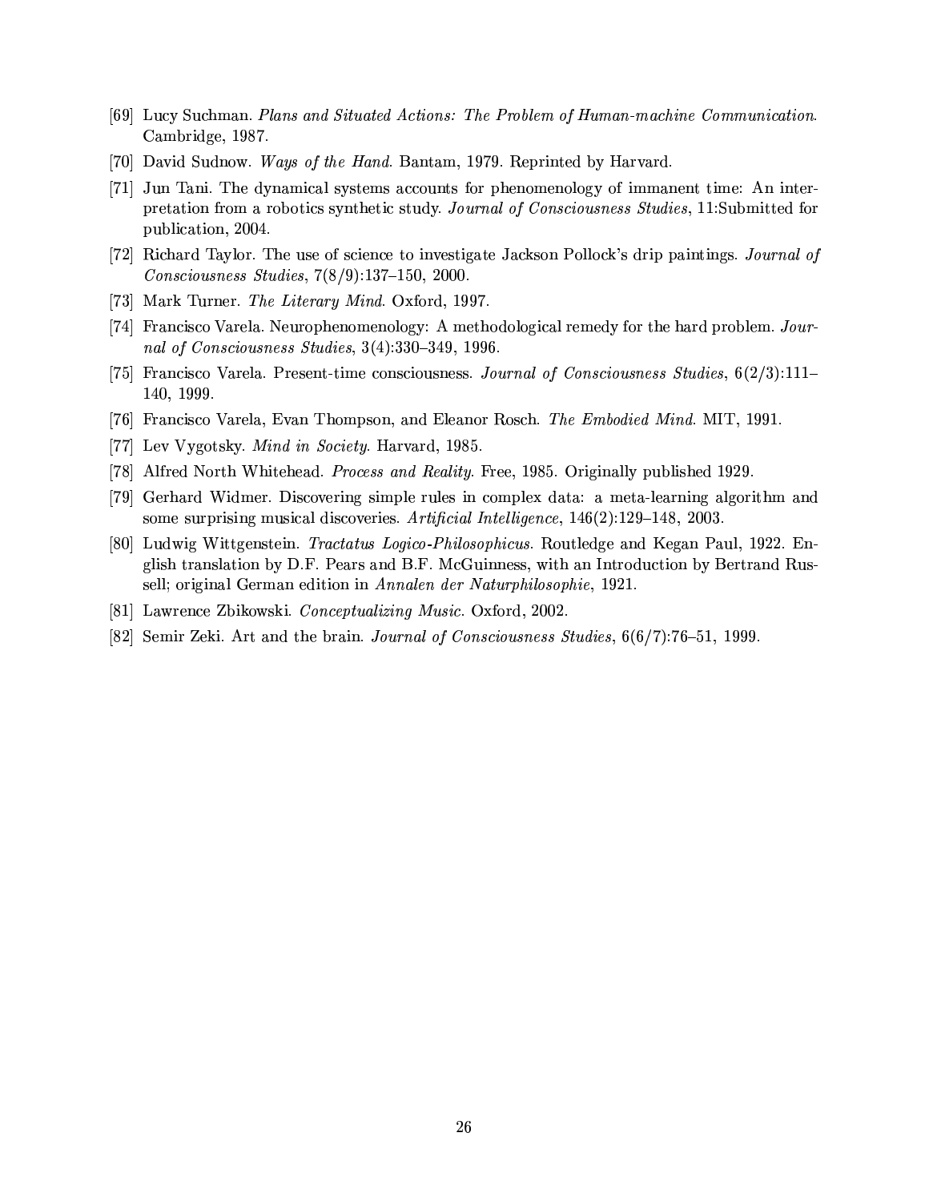[69] Lucy Suchman. *Plans and Situated Actions: The Problem of Human-machine Communication*. Cambridge, 1987.

[70] David Sudnow. *Ways of the Hand*. Bantam, 1979. Reprinted by Harvard.

[71] Jun Tani. The dynamical systems accounts for phenomenology of immanent time: An interpretation from a robotics synthetic study. *Journal of Consciousness Studies*, 11:Submitted for publication, 2004.

[72] Richard Taylor. The use of science to investigate Jackson Pollock's drip paintings. *Journal of Consciousness Studies*, 7(8/9):137–150, 2000.

[73] Mark Turner. *The Literary Mind*. Oxford, 1997.

[74] Francisco Varela. Neurophenomenology: A methodological remedy for the hard problem. *Journal of Consciousness Studies*, 3(4):330–349, 1996.

[75] Francisco Varela. Present-time consciousness. *Journal of Consciousness Studies*, 6(2/3):111–140, 1999.

[76] Francisco Varela, Evan Thompson, and Eleanor Rosch. *The Embodied Mind*. MIT, 1991.

[77] Lev Vygotsky. *Mind in Society*. Harvard, 1985.

[78] Alfred North Whitehead. *Process and Reality*. Free, 1985. Originally published 1929.

[79] Gerhard Widmer. Discovering simple rules in complex data: a meta-learning algorithm and some surprising musical discoveries. *Artificial Intelligence*, 146(2):129–148, 2003.

[80] Ludwig Wittgenstein. *Tractatus Logico-Philosophicus*. Routledge and Kegan Paul, 1922. English translation by D.F. Pears and B.F. McGuinness, with an Introduction by Bertrand Russell; original German edition in *Annalen der Naturphilosophie*, 1921.

[81] Lawrence Zbikowski. *Conceptualizing Music*. Oxford, 2002.

[82] Semir Zeki. Art and the brain. *Journal of Consciousness Studies*, 6(6/7):76–51, 1999.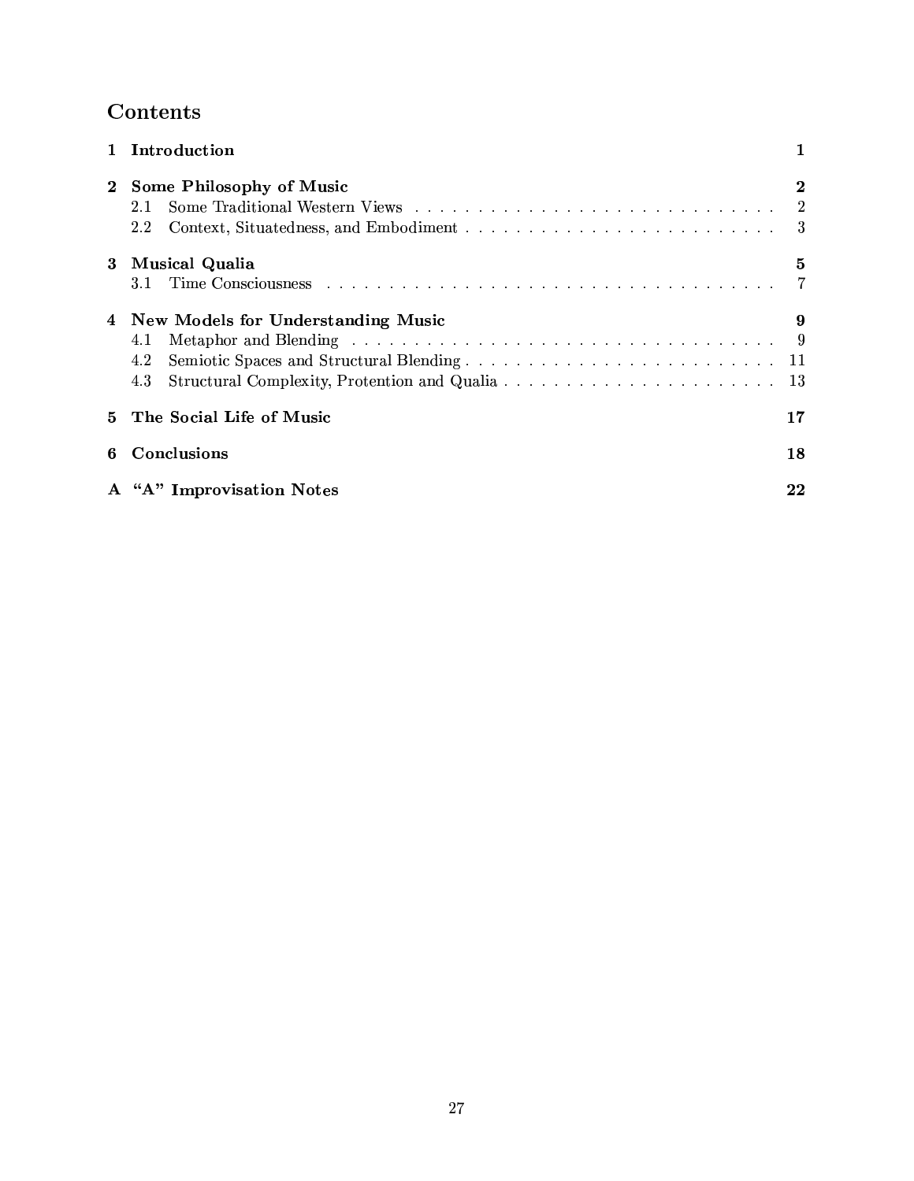# Contents

| | | |
|---|---|---|
| **1** | **Introduction** | **1** |
| **2** | **Some Philosophy of Music** | **2** |
| 2.1 | Some Traditional Western Views | 2 |
| 2.2 | Context, Situatedness, and Embodiment | 3 |
| **3** | **Musical Qualia** | **5** |
| 3.1 | Time Consciousness | 7 |
| **4** | **New Models for Understanding Music** | **9** |
| 4.1 | Metaphor and Blending | 9 |
| 4.2 | Semiotic Spaces and Structural Blending | 11 |
| 4.3 | Structural Complexity, Protention and Qualia | 13 |
| **5** | **The Social Life of Music** | **17** |
| **6** | **Conclusions** | **18** |
| **A** | **"A" Improvisation Notes** | **22** |